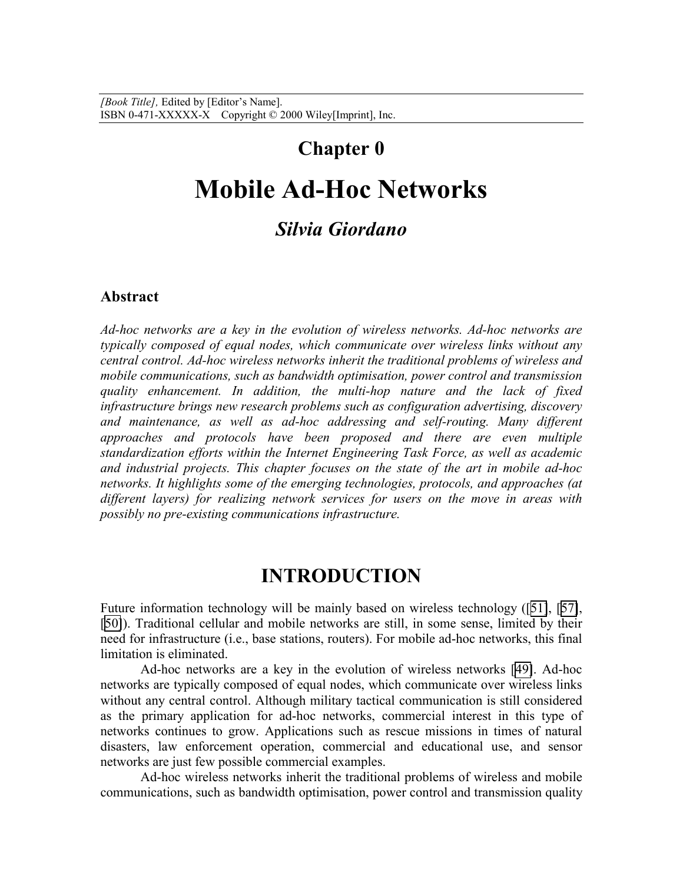*[Book Title],* Edited by [Editor's Name].
ISBN 0-471-XXXXX-X Copyright © 2000 Wiley[Imprint], Inc.

# Chapter 0

# Mobile Ad-Hoc Networks

## *Silvia Giordano*

### Abstract

*Ad-hoc networks are a key in the evolution of wireless networks. Ad-hoc networks are typically composed of equal nodes, which communicate over wireless links without any central control. Ad-hoc wireless networks inherit the traditional problems of wireless and mobile communications, such as bandwidth optimisation, power control and transmission quality enhancement. In addition, the multi-hop nature and the lack of fixed infrastructure brings new research problems such as configuration advertising, discovery and maintenance, as well as ad-hoc addressing and self-routing. Many different approaches and protocols have been proposed and there are even multiple standardization efforts within the Internet Engineering Task Force, as well as academic and industrial projects. This chapter focuses on the state of the art in mobile ad-hoc networks. It highlights some of the emerging technologies, protocols, and approaches (at different layers) for realizing network services for users on the move in areas with possibly no pre-existing communications infrastructure.*

## INTRODUCTION

Future information technology will be mainly based on wireless technology ([51], [57], [50]). Traditional cellular and mobile networks are still, in some sense, limited by their need for infrastructure (i.e., base stations, routers). For mobile ad-hoc networks, this final limitation is eliminated.

Ad-hoc networks are a key in the evolution of wireless networks [49]. Ad-hoc networks are typically composed of equal nodes, which communicate over wireless links without any central control. Although military tactical communication is still considered as the primary application for ad-hoc networks, commercial interest in this type of networks continues to grow. Applications such as rescue missions in times of natural disasters, law enforcement operation, commercial and educational use, and sensor networks are just few possible commercial examples.

Ad-hoc wireless networks inherit the traditional problems of wireless and mobile communications, such as bandwidth optimisation, power control and transmission quality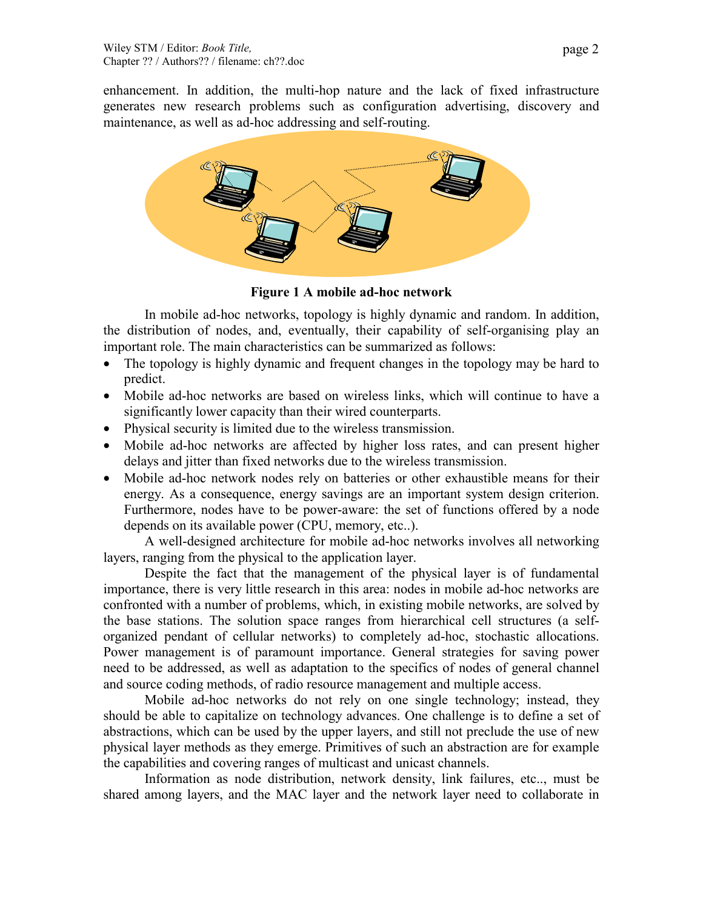enhancement. In addition, the multi-hop nature and the lack of fixed infrastructure generates new research problems such as configuration advertising, discovery and maintenance, as well as ad-hoc addressing and self-routing.

**Figure 1 A mobile ad-hoc network**

In mobile ad-hoc networks, topology is highly dynamic and random. In addition, the distribution of nodes, and, eventually, their capability of self-organising play an important role. The main characteristics can be summarized as follows:

- The topology is highly dynamic and frequent changes in the topology may be hard to predict.
- Mobile ad-hoc networks are based on wireless links, which will continue to have a significantly lower capacity than their wired counterparts.
- Physical security is limited due to the wireless transmission.
- Mobile ad-hoc networks are affected by higher loss rates, and can present higher delays and jitter than fixed networks due to the wireless transmission.
- Mobile ad-hoc network nodes rely on batteries or other exhaustible means for their energy. As a consequence, energy savings are an important system design criterion. Furthermore, nodes have to be power-aware: the set of functions offered by a node depends on its available power (CPU, memory, etc..).

A well-designed architecture for mobile ad-hoc networks involves all networking layers, ranging from the physical to the application layer.

Despite the fact that the management of the physical layer is of fundamental importance, there is very little research in this area: nodes in mobile ad-hoc networks are confronted with a number of problems, which, in existing mobile networks, are solved by the base stations. The solution space ranges from hierarchical cell structures (a self-organized pendant of cellular networks) to completely ad-hoc, stochastic allocations. Power management is of paramount importance. General strategies for saving power need to be addressed, as well as adaptation to the specifics of nodes of general channel and source coding methods, of radio resource management and multiple access.

Mobile ad-hoc networks do not rely on one single technology; instead, they should be able to capitalize on technology advances. One challenge is to define a set of abstractions, which can be used by the upper layers, and still not preclude the use of new physical layer methods as they emerge. Primitives of such an abstraction are for example the capabilities and covering ranges of multicast and unicast channels.

Information as node distribution, network density, link failures, etc.., must be shared among layers, and the MAC layer and the network layer need to collaborate in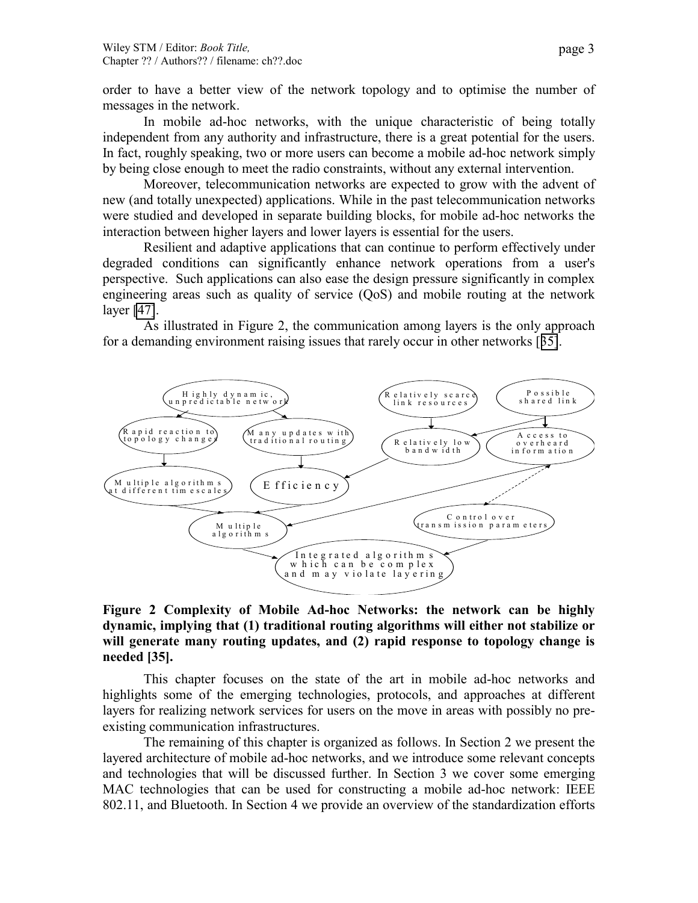order to have a better view of the network topology and to optimise the number of messages in the network.

In mobile ad-hoc networks, with the unique characteristic of being totally independent from any authority and infrastructure, there is a great potential for the users. In fact, roughly speaking, two or more users can become a mobile ad-hoc network simply by being close enough to meet the radio constraints, without any external intervention.

Moreover, telecommunication networks are expected to grow with the advent of new (and totally unexpected) applications. While in the past telecommunication networks were studied and developed in separate building blocks, for mobile ad-hoc networks the interaction between higher layers and lower layers is essential for the users.

Resilient and adaptive applications that can continue to perform effectively under degraded conditions can significantly enhance network operations from a user's perspective. Such applications can also ease the design pressure significantly in complex engineering areas such as quality of service (QoS) and mobile routing at the network layer [47].

As illustrated in Figure 2, the communication among layers is the only approach for a demanding environment raising issues that rarely occur in other networks [35].

Highly dynamic, unpredictable network

Relatively scarce link resources

Possible shared link

Rapid reaction to topology changes

Many updates with traditional routing

Relatively low bandwidth

Access to overheard information

Multiple algorithms at different timescales

Efficiency

Control over transmission parameters

Multiple algorithms

Integrated algorithms which can be complex and may violate layering

**Figure 2 Complexity of Mobile Ad-hoc Networks: the network can be highly dynamic, implying that (1) traditional routing algorithms will either not stabilize or will generate many routing updates, and (2) rapid response to topology change is needed [35].**

This chapter focuses on the state of the art in mobile ad-hoc networks and highlights some of the emerging technologies, protocols, and approaches at different layers for realizing network services for users on the move in areas with possibly no pre-existing communication infrastructures.

The remaining of this chapter is organized as follows. In Section 2 we present the layered architecture of mobile ad-hoc networks, and we introduce some relevant concepts and technologies that will be discussed further. In Section 3 we cover some emerging MAC technologies that can be used for constructing a mobile ad-hoc network: IEEE 802.11, and Bluetooth. In Section 4 we provide an overview of the standardization efforts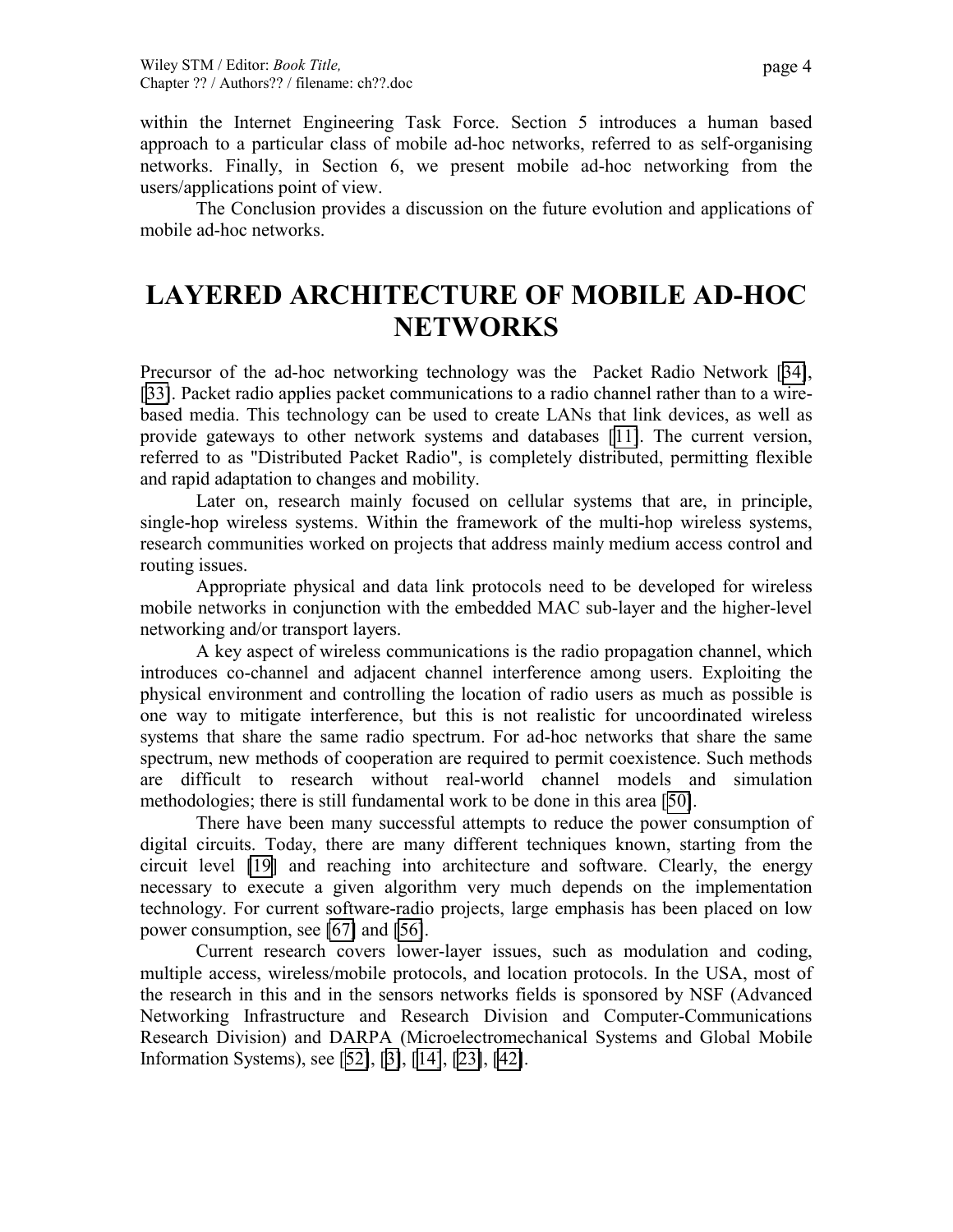within the Internet Engineering Task Force. Section 5 introduces a human based approach to a particular class of mobile ad-hoc networks, referred to as self-organising networks. Finally, in Section 6, we present mobile ad-hoc networking from the users/applications point of view.

The Conclusion provides a discussion on the future evolution and applications of mobile ad-hoc networks.

# LAYERED ARCHITECTURE OF MOBILE AD-HOC NETWORKS

Precursor of the ad-hoc networking technology was the Packet Radio Network [34], [33]. Packet radio applies packet communications to a radio channel rather than to a wire-based media. This technology can be used to create LANs that link devices, as well as provide gateways to other network systems and databases [11]. The current version, referred to as "Distributed Packet Radio", is completely distributed, permitting flexible and rapid adaptation to changes and mobility.

Later on, research mainly focused on cellular systems that are, in principle, single-hop wireless systems. Within the framework of the multi-hop wireless systems, research communities worked on projects that address mainly medium access control and routing issues.

Appropriate physical and data link protocols need to be developed for wireless mobile networks in conjunction with the embedded MAC sub-layer and the higher-level networking and/or transport layers.

A key aspect of wireless communications is the radio propagation channel, which introduces co-channel and adjacent channel interference among users. Exploiting the physical environment and controlling the location of radio users as much as possible is one way to mitigate interference, but this is not realistic for uncoordinated wireless systems that share the same radio spectrum. For ad-hoc networks that share the same spectrum, new methods of cooperation are required to permit coexistence. Such methods are difficult to research without real-world channel models and simulation methodologies; there is still fundamental work to be done in this area [50].

There have been many successful attempts to reduce the power consumption of digital circuits. Today, there are many different techniques known, starting from the circuit level [19] and reaching into architecture and software. Clearly, the energy necessary to execute a given algorithm very much depends on the implementation technology. For current software-radio projects, large emphasis has been placed on low power consumption, see [67] and [56].

Current research covers lower-layer issues, such as modulation and coding, multiple access, wireless/mobile protocols, and location protocols. In the USA, most of the research in this and in the sensors networks fields is sponsored by NSF (Advanced Networking Infrastructure and Research Division and Computer-Communications Research Division) and DARPA (Microelectromechanical Systems and Global Mobile Information Systems), see [52], [3], [14], [23], [42].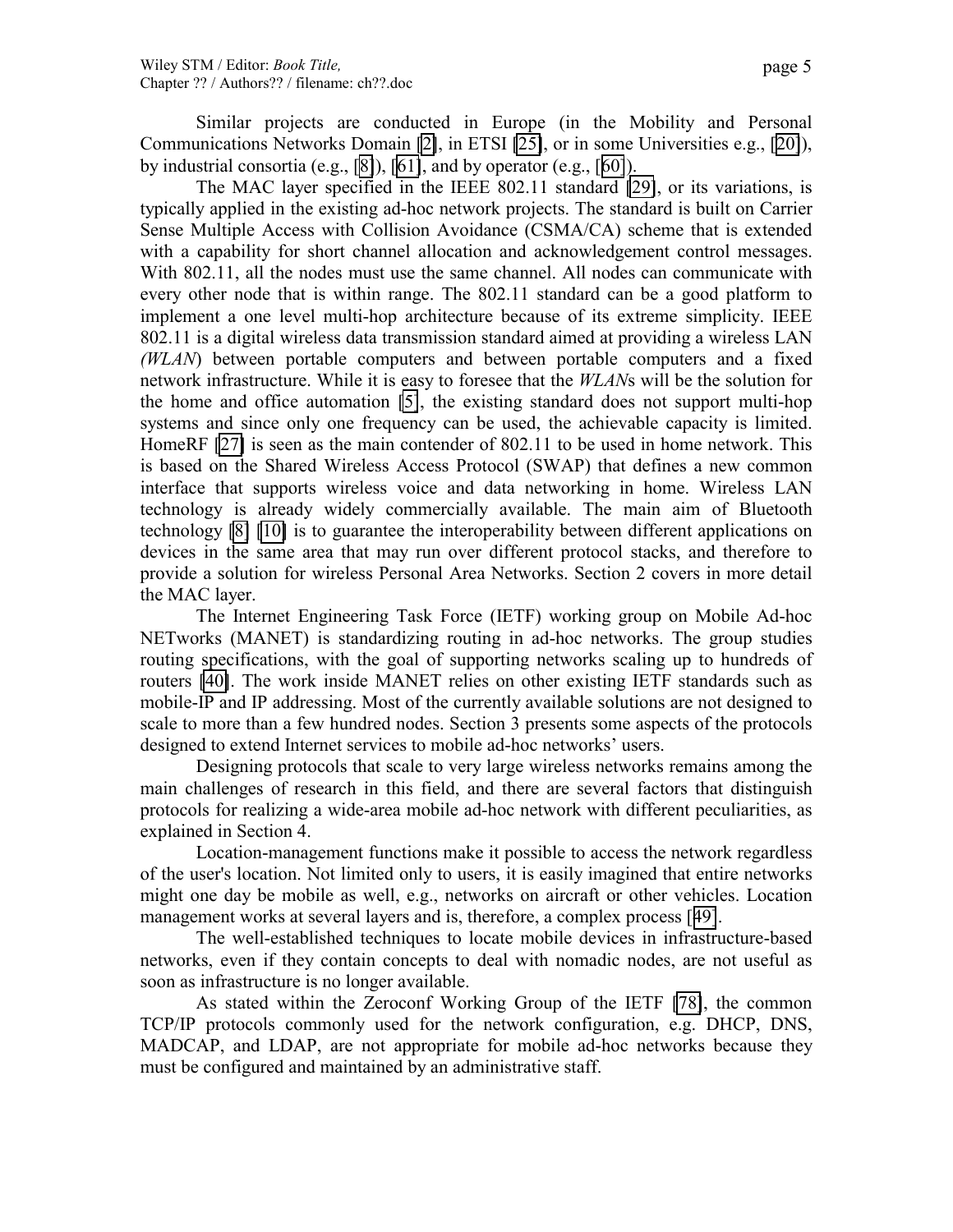Similar projects are conducted in Europe (in the Mobility and Personal Communications Networks Domain [2], in ETSI [25], or in some Universities e.g., [20]), by industrial consortia (e.g., [8]), [61], and by operator (e.g., [60]).

The MAC layer specified in the IEEE 802.11 standard [29], or its variations, is typically applied in the existing ad-hoc network projects. The standard is built on Carrier Sense Multiple Access with Collision Avoidance (CSMA/CA) scheme that is extended with a capability for short channel allocation and acknowledgement control messages. With 802.11, all the nodes must use the same channel. All nodes can communicate with every other node that is within range. The 802.11 standard can be a good platform to implement a one level multi-hop architecture because of its extreme simplicity. IEEE 802.11 is a digital wireless data transmission standard aimed at providing a wireless LAN *(WLAN*) between portable computers and between portable computers and a fixed network infrastructure. While it is easy to foresee that the *WLAN*s will be the solution for the home and office automation [5], the existing standard does not support multi-hop systems and since only one frequency can be used, the achievable capacity is limited. HomeRF [27] is seen as the main contender of 802.11 to be used in home network. This is based on the Shared Wireless Access Protocol (SWAP) that defines a new common interface that supports wireless voice and data networking in home. Wireless LAN technology is already widely commercially available. The main aim of Bluetooth technology [8] [10] is to guarantee the interoperability between different applications on devices in the same area that may run over different protocol stacks, and therefore to provide a solution for wireless Personal Area Networks. Section 2 covers in more detail the MAC layer.

The Internet Engineering Task Force (IETF) working group on Mobile Ad-hoc NETworks (MANET) is standardizing routing in ad-hoc networks. The group studies routing specifications, with the goal of supporting networks scaling up to hundreds of routers [40]. The work inside MANET relies on other existing IETF standards such as mobile-IP and IP addressing. Most of the currently available solutions are not designed to scale to more than a few hundred nodes. Section 3 presents some aspects of the protocols designed to extend Internet services to mobile ad-hoc networks' users.

Designing protocols that scale to very large wireless networks remains among the main challenges of research in this field, and there are several factors that distinguish protocols for realizing a wide-area mobile ad-hoc network with different peculiarities, as explained in Section 4.

Location-management functions make it possible to access the network regardless of the user's location. Not limited only to users, it is easily imagined that entire networks might one day be mobile as well, e.g., networks on aircraft or other vehicles. Location management works at several layers and is, therefore, a complex process [49].

The well-established techniques to locate mobile devices in infrastructure-based networks, even if they contain concepts to deal with nomadic nodes, are not useful as soon as infrastructure is no longer available.

As stated within the Zeroconf Working Group of the IETF [78], the common TCP/IP protocols commonly used for the network configuration, e.g. DHCP, DNS, MADCAP, and LDAP, are not appropriate for mobile ad-hoc networks because they must be configured and maintained by an administrative staff.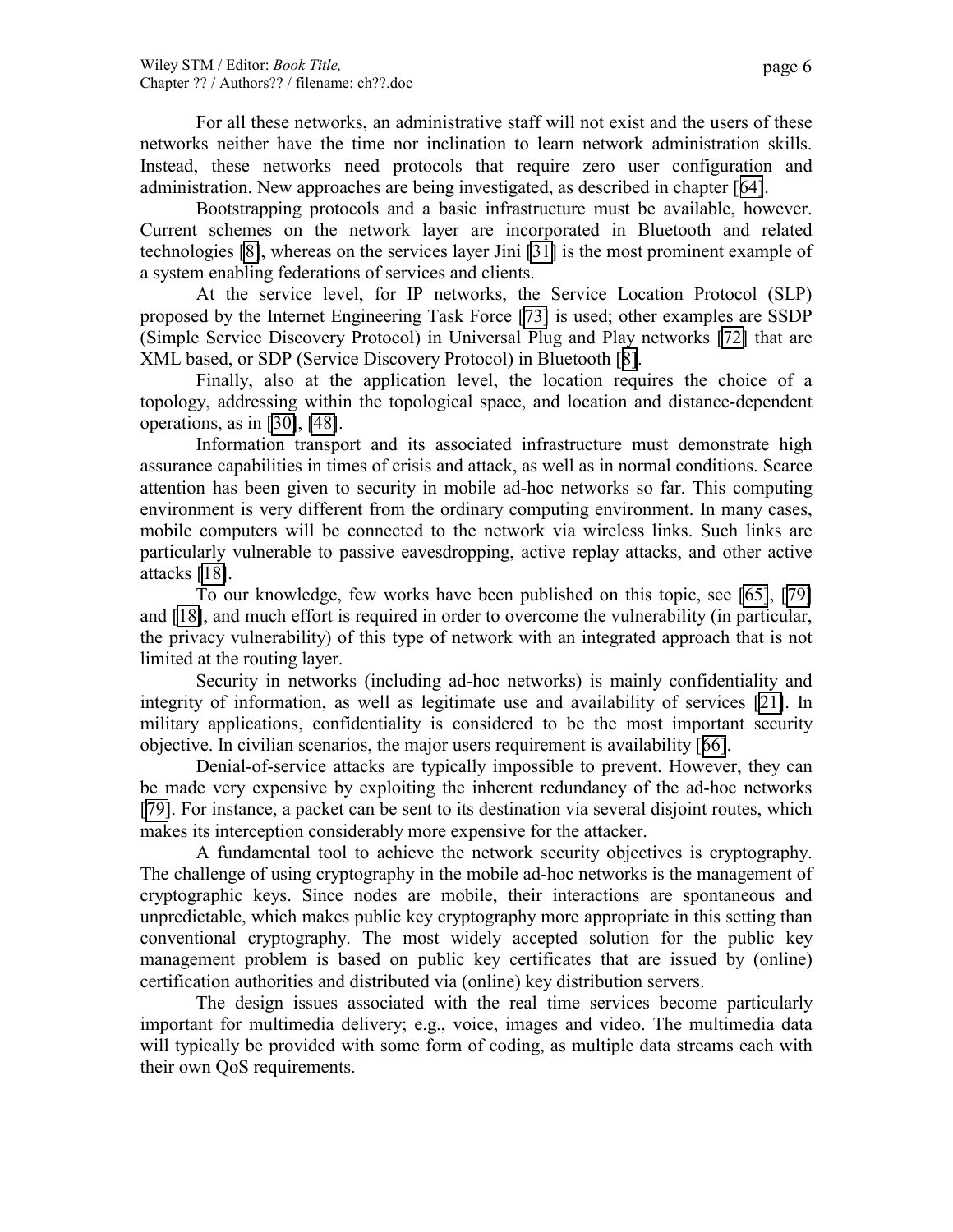For all these networks, an administrative staff will not exist and the users of these networks neither have the time nor inclination to learn network administration skills. Instead, these networks need protocols that require zero user configuration and administration. New approaches are being investigated, as described in chapter [64].

Bootstrapping protocols and a basic infrastructure must be available, however. Current schemes on the network layer are incorporated in Bluetooth and related technologies [8], whereas on the services layer Jini [31] is the most prominent example of a system enabling federations of services and clients.

At the service level, for IP networks, the Service Location Protocol (SLP) proposed by the Internet Engineering Task Force [73] is used; other examples are SSDP (Simple Service Discovery Protocol) in Universal Plug and Play networks [72] that are XML based, or SDP (Service Discovery Protocol) in Bluetooth [8].

Finally, also at the application level, the location requires the choice of a topology, addressing within the topological space, and location and distance-dependent operations, as in [30], [48].

Information transport and its associated infrastructure must demonstrate high assurance capabilities in times of crisis and attack, as well as in normal conditions. Scarce attention has been given to security in mobile ad-hoc networks so far. This computing environment is very different from the ordinary computing environment. In many cases, mobile computers will be connected to the network via wireless links. Such links are particularly vulnerable to passive eavesdropping, active replay attacks, and other active attacks [18].

To our knowledge, few works have been published on this topic, see [65], [79] and [18], and much effort is required in order to overcome the vulnerability (in particular, the privacy vulnerability) of this type of network with an integrated approach that is not limited at the routing layer.

Security in networks (including ad-hoc networks) is mainly confidentiality and integrity of information, as well as legitimate use and availability of services [21]. In military applications, confidentiality is considered to be the most important security objective. In civilian scenarios, the major users requirement is availability [66].

Denial-of-service attacks are typically impossible to prevent. However, they can be made very expensive by exploiting the inherent redundancy of the ad-hoc networks [79]. For instance, a packet can be sent to its destination via several disjoint routes, which makes its interception considerably more expensive for the attacker.

A fundamental tool to achieve the network security objectives is cryptography. The challenge of using cryptography in the mobile ad-hoc networks is the management of cryptographic keys. Since nodes are mobile, their interactions are spontaneous and unpredictable, which makes public key cryptography more appropriate in this setting than conventional cryptography. The most widely accepted solution for the public key management problem is based on public key certificates that are issued by (online) certification authorities and distributed via (online) key distribution servers.

The design issues associated with the real time services become particularly important for multimedia delivery; e.g., voice, images and video. The multimedia data will typically be provided with some form of coding, as multiple data streams each with their own QoS requirements.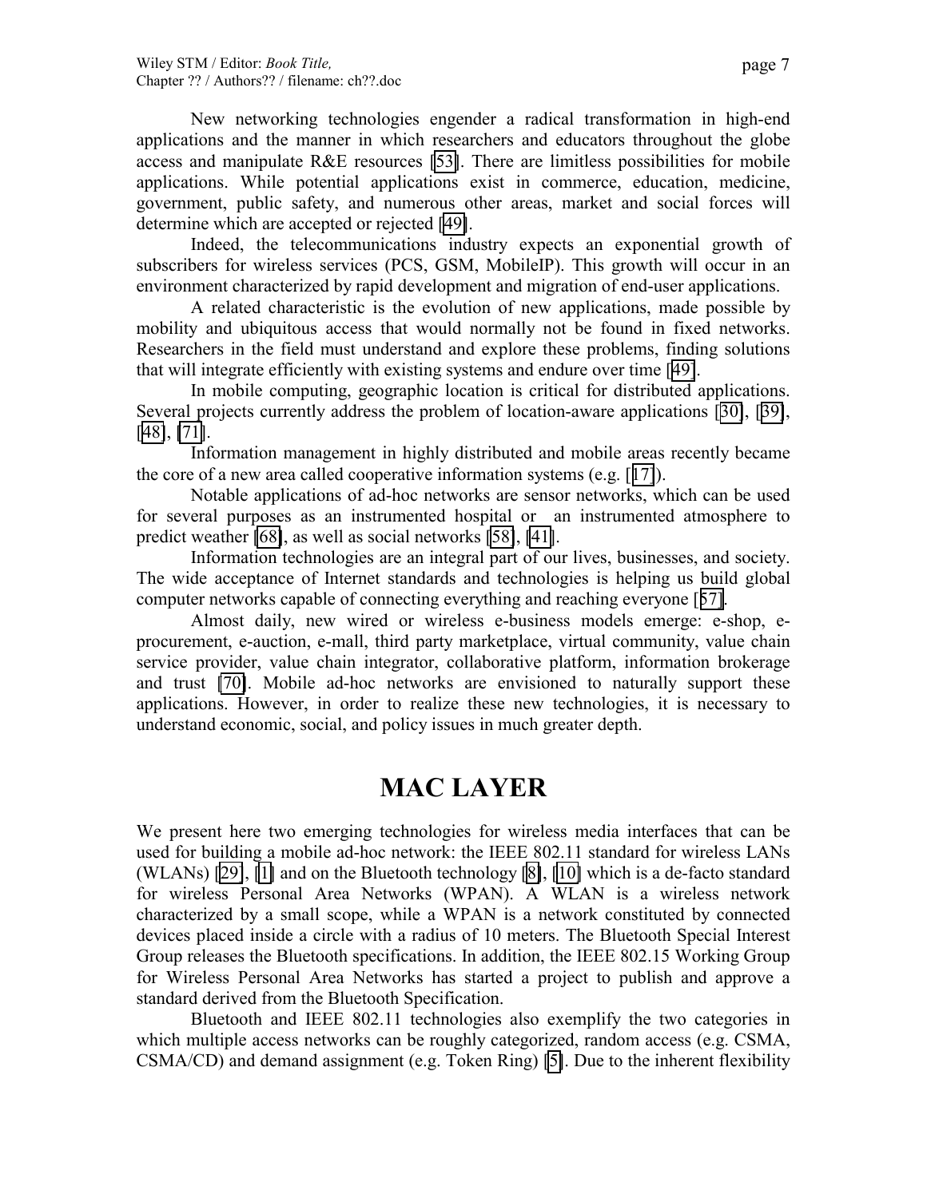New networking technologies engender a radical transformation in high-end applications and the manner in which researchers and educators throughout the globe access and manipulate R&E resources [53]. There are limitless possibilities for mobile applications. While potential applications exist in commerce, education, medicine, government, public safety, and numerous other areas, market and social forces will determine which are accepted or rejected [49].

Indeed, the telecommunications industry expects an exponential growth of subscribers for wireless services (PCS, GSM, MobileIP). This growth will occur in an environment characterized by rapid development and migration of end-user applications.

A related characteristic is the evolution of new applications, made possible by mobility and ubiquitous access that would normally not be found in fixed networks. Researchers in the field must understand and explore these problems, finding solutions that will integrate efficiently with existing systems and endure over time [49].

In mobile computing, geographic location is critical for distributed applications. Several projects currently address the problem of location-aware applications [30], [39], [48], [71].

Information management in highly distributed and mobile areas recently became the core of a new area called cooperative information systems (e.g. [17]).

Notable applications of ad-hoc networks are sensor networks, which can be used for several purposes as an instrumented hospital or an instrumented atmosphere to predict weather [68], as well as social networks [58], [41].

Information technologies are an integral part of our lives, businesses, and society. The wide acceptance of Internet standards and technologies is helping us build global computer networks capable of connecting everything and reaching everyone [57].

Almost daily, new wired or wireless e-business models emerge: e-shop, e-procurement, e-auction, e-mall, third party marketplace, virtual community, value chain service provider, value chain integrator, collaborative platform, information brokerage and trust [70]. Mobile ad-hoc networks are envisioned to naturally support these applications. However, in order to realize these new technologies, it is necessary to understand economic, social, and policy issues in much greater depth.

# MAC LAYER

We present here two emerging technologies for wireless media interfaces that can be used for building a mobile ad-hoc network: the IEEE 802.11 standard for wireless LANs (WLANs) [29], [1] and on the Bluetooth technology [8], [10] which is a de-facto standard for wireless Personal Area Networks (WPAN). A WLAN is a wireless network characterized by a small scope, while a WPAN is a network constituted by connected devices placed inside a circle with a radius of 10 meters. The Bluetooth Special Interest Group releases the Bluetooth specifications. In addition, the IEEE 802.15 Working Group for Wireless Personal Area Networks has started a project to publish and approve a standard derived from the Bluetooth Specification.

Bluetooth and IEEE 802.11 technologies also exemplify the two categories in which multiple access networks can be roughly categorized, random access (e.g. CSMA, CSMA/CD) and demand assignment (e.g. Token Ring) [5]. Due to the inherent flexibility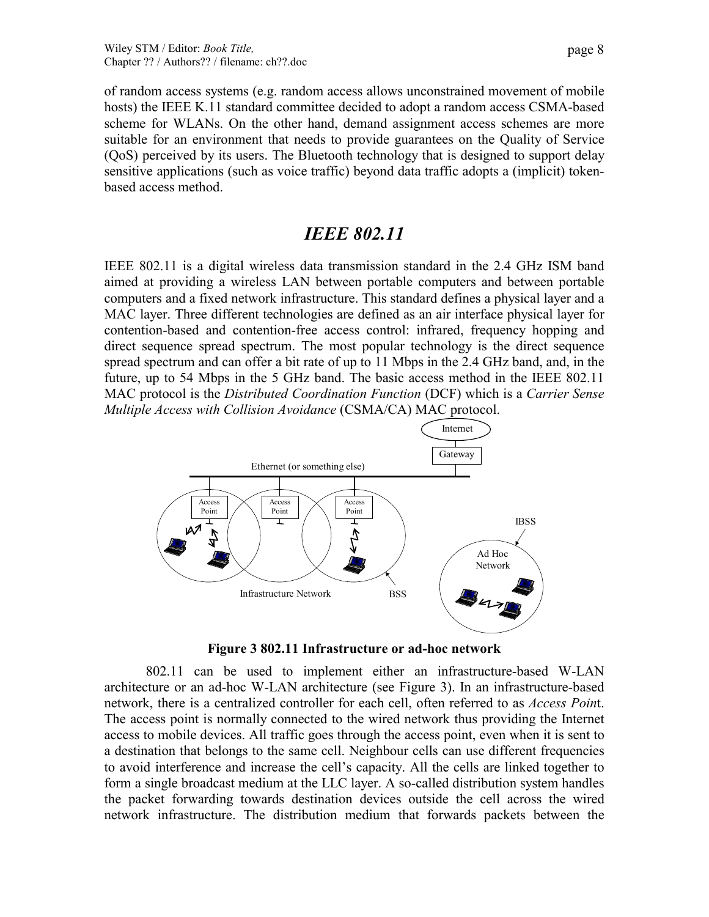of random access systems (e.g. random access allows unconstrained movement of mobile hosts) the IEEE K.11 standard committee decided to adopt a random access CSMA-based scheme for WLANs. On the other hand, demand assignment access schemes are more suitable for an environment that needs to provide guarantees on the Quality of Service (QoS) perceived by its users. The Bluetooth technology that is designed to support delay sensitive applications (such as voice traffic) beyond data traffic adopts a (implicit) token-based access method.

## *IEEE 802.11*

IEEE 802.11 is a digital wireless data transmission standard in the 2.4 GHz ISM band aimed at providing a wireless LAN between portable computers and between portable computers and a fixed network infrastructure. This standard defines a physical layer and a MAC layer. Three different technologies are defined as an air interface physical layer for contention-based and contention-free access control: infrared, frequency hopping and direct sequence spread spectrum. The most popular technology is the direct sequence spread spectrum and can offer a bit rate of up to 11 Mbps in the 2.4 GHz band, and, in the future, up to 54 Mbps in the 5 GHz band. The basic access method in the IEEE 802.11 MAC protocol is the *Distributed Coordination Function* (DCF) which is a *Carrier Sense Multiple Access with Collision Avoidance* (CSMA/CA) MAC protocol.

Internet
Gateway
Ethernet (or something else)
Access Point
Access Point
Access Point
IBSS
Ad Hoc Network
Infrastructure Network
BSS

**Figure 3 802.11 Infrastructure or ad-hoc network**

802.11 can be used to implement either an infrastructure-based W-LAN architecture or an ad-hoc W-LAN architecture (see Figure 3). In an infrastructure-based network, there is a centralized controller for each cell, often referred to as *Access Point*. The access point is normally connected to the wired network thus providing the Internet access to mobile devices. All traffic goes through the access point, even when it is sent to a destination that belongs to the same cell. Neighbour cells can use different frequencies to avoid interference and increase the cell's capacity. All the cells are linked together to form a single broadcast medium at the LLC layer. A so-called distribution system handles the packet forwarding towards destination devices outside the cell across the wired network infrastructure. The distribution medium that forwards packets between the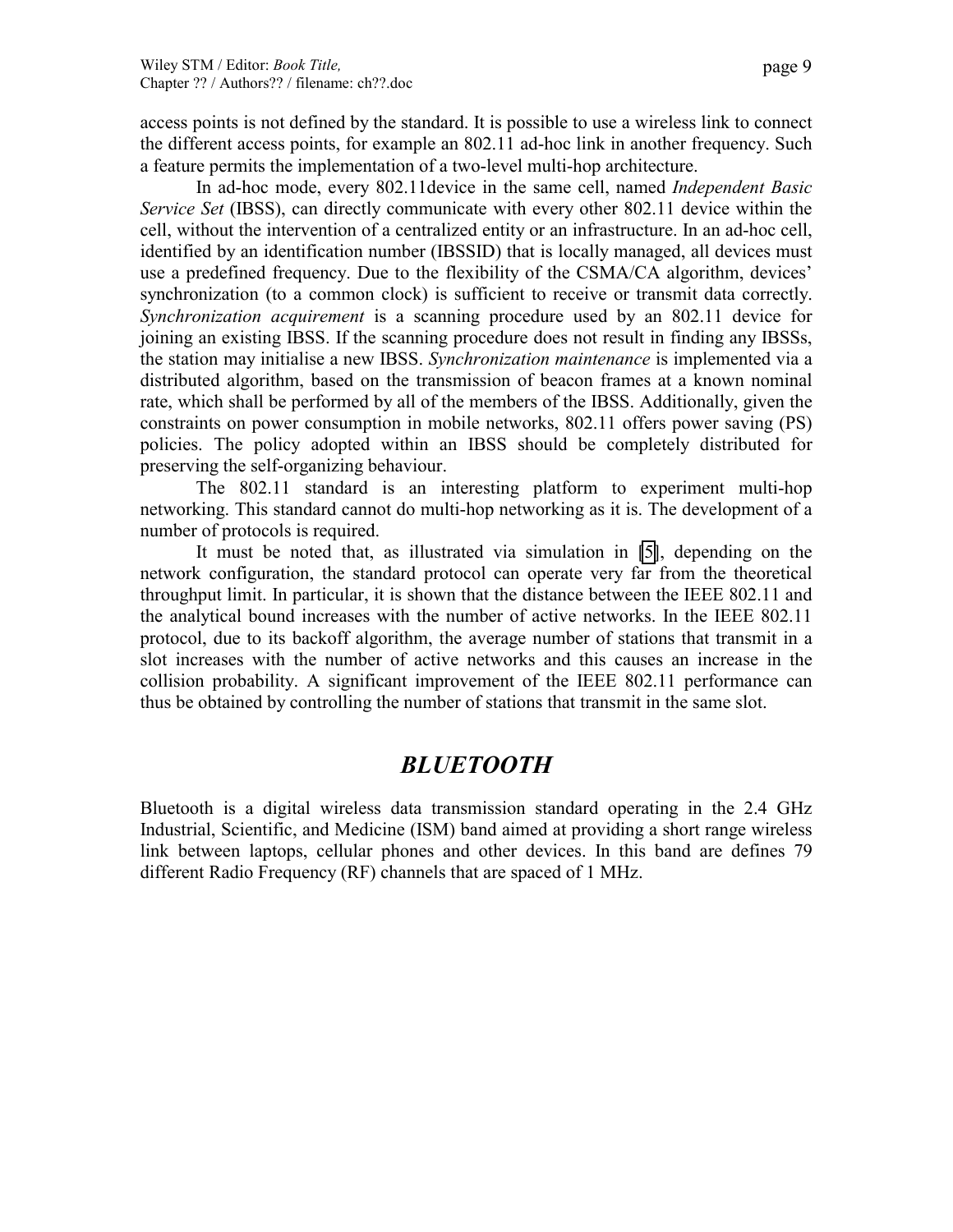access points is not defined by the standard. It is possible to use a wireless link to connect the different access points, for example an 802.11 ad-hoc link in another frequency. Such a feature permits the implementation of a two-level multi-hop architecture.

In ad-hoc mode, every 802.11device in the same cell, named *Independent Basic Service Set* (IBSS), can directly communicate with every other 802.11 device within the cell, without the intervention of a centralized entity or an infrastructure. In an ad-hoc cell, identified by an identification number (IBSSID) that is locally managed, all devices must use a predefined frequency. Due to the flexibility of the CSMA/CA algorithm, devices' synchronization (to a common clock) is sufficient to receive or transmit data correctly. *Synchronization acquirement* is a scanning procedure used by an 802.11 device for joining an existing IBSS. If the scanning procedure does not result in finding any IBSSs, the station may initialise a new IBSS. *Synchronization maintenance* is implemented via a distributed algorithm, based on the transmission of beacon frames at a known nominal rate, which shall be performed by all of the members of the IBSS. Additionally, given the constraints on power consumption in mobile networks, 802.11 offers power saving (PS) policies. The policy adopted within an IBSS should be completely distributed for preserving the self-organizing behaviour.

The 802.11 standard is an interesting platform to experiment multi-hop networking. This standard cannot do multi-hop networking as it is. The development of a number of protocols is required.

It must be noted that, as illustrated via simulation in [5], depending on the network configuration, the standard protocol can operate very far from the theoretical throughput limit. In particular, it is shown that the distance between the IEEE 802.11 and the analytical bound increases with the number of active networks. In the IEEE 802.11 protocol, due to its backoff algorithm, the average number of stations that transmit in a slot increases with the number of active networks and this causes an increase in the collision probability. A significant improvement of the IEEE 802.11 performance can thus be obtained by controlling the number of stations that transmit in the same slot.

## *BLUETOOTH*

Bluetooth is a digital wireless data transmission standard operating in the 2.4 GHz Industrial, Scientific, and Medicine (ISM) band aimed at providing a short range wireless link between laptops, cellular phones and other devices. In this band are defines 79 different Radio Frequency (RF) channels that are spaced of 1 MHz.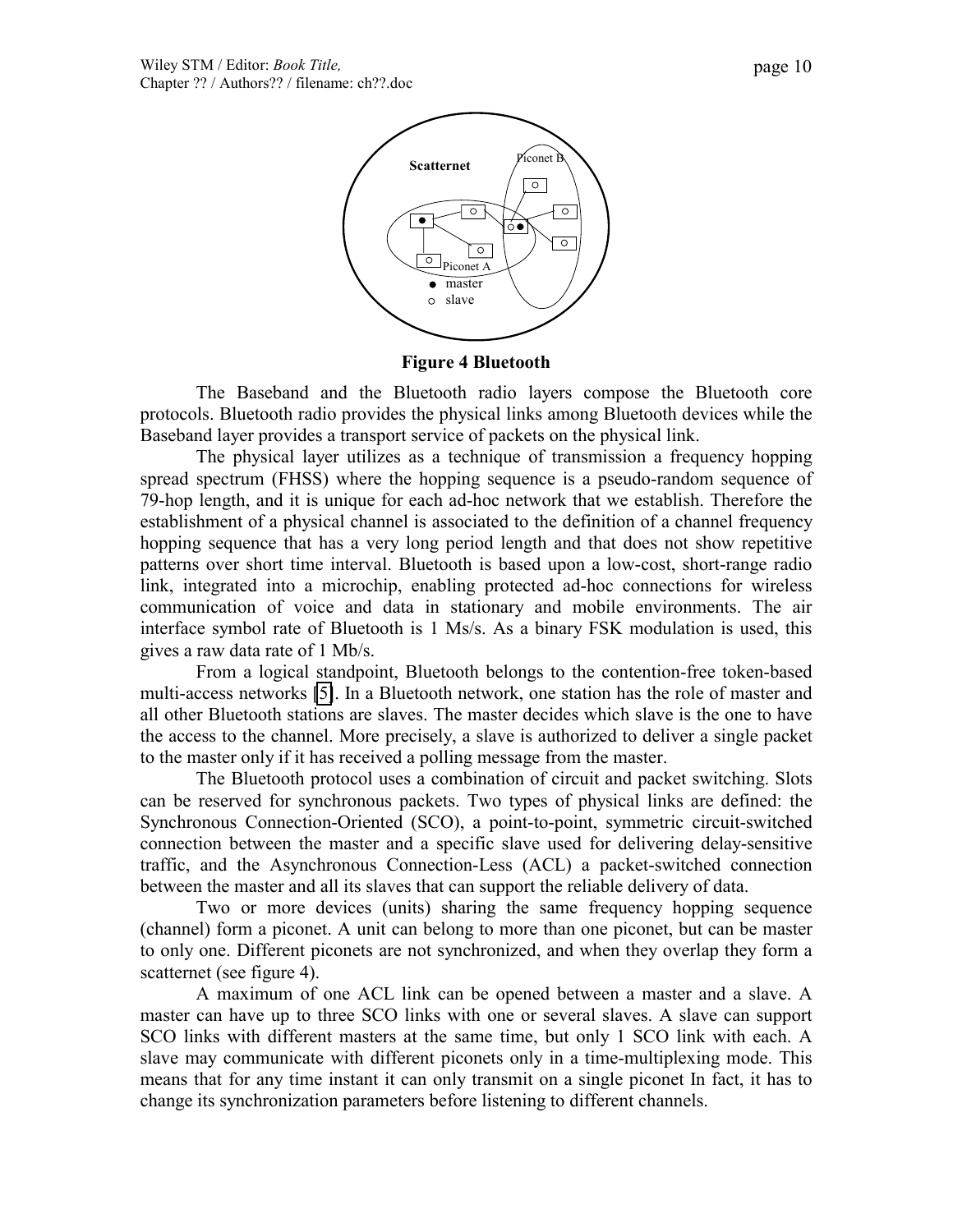Scatternet

Piconet B

Piconet A

master

slave

**Figure 4 Bluetooth**

The Baseband and the Bluetooth radio layers compose the Bluetooth core protocols. Bluetooth radio provides the physical links among Bluetooth devices while the Baseband layer provides a transport service of packets on the physical link.

The physical layer utilizes as a technique of transmission a frequency hopping spread spectrum (FHSS) where the hopping sequence is a pseudo-random sequence of 79-hop length, and it is unique for each ad-hoc network that we establish. Therefore the establishment of a physical channel is associated to the definition of a channel frequency hopping sequence that has a very long period length and that does not show repetitive patterns over short time interval. Bluetooth is based upon a low-cost, short-range radio link, integrated into a microchip, enabling protected ad-hoc connections for wireless communication of voice and data in stationary and mobile environments. The air interface symbol rate of Bluetooth is 1 Ms/s. As a binary FSK modulation is used, this gives a raw data rate of 1 Mb/s.

From a logical standpoint, Bluetooth belongs to the contention-free token-based multi-access networks [5]. In a Bluetooth network, one station has the role of master and all other Bluetooth stations are slaves. The master decides which slave is the one to have the access to the channel. More precisely, a slave is authorized to deliver a single packet to the master only if it has received a polling message from the master.

The Bluetooth protocol uses a combination of circuit and packet switching. Slots can be reserved for synchronous packets. Two types of physical links are defined: the Synchronous Connection-Oriented (SCO), a point-to-point, symmetric circuit-switched connection between the master and a specific slave used for delivering delay-sensitive traffic, and the Asynchronous Connection-Less (ACL) a packet-switched connection between the master and all its slaves that can support the reliable delivery of data.

Two or more devices (units) sharing the same frequency hopping sequence (channel) form a piconet. A unit can belong to more than one piconet, but can be master to only one. Different piconets are not synchronized, and when they overlap they form a scatternet (see figure 4).

A maximum of one ACL link can be opened between a master and a slave. A master can have up to three SCO links with one or several slaves. A slave can support SCO links with different masters at the same time, but only 1 SCO link with each. A slave may communicate with different piconets only in a time-multiplexing mode. This means that for any time instant it can only transmit on a single piconet In fact, it has to change its synchronization parameters before listening to different channels.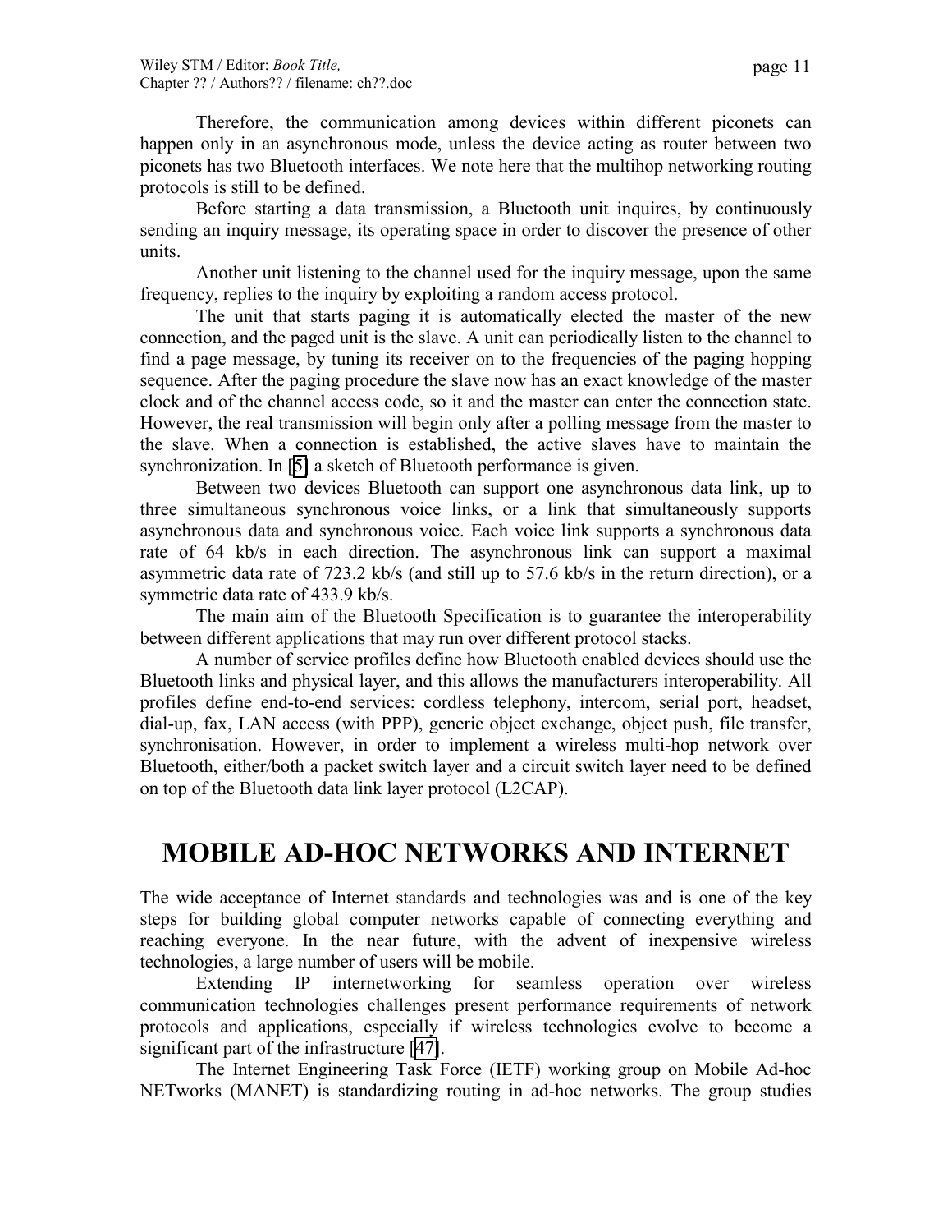Therefore, the communication among devices within different piconets can happen only in an asynchronous mode, unless the device acting as router between two piconets has two Bluetooth interfaces. We note here that the multihop networking routing protocols is still to be defined.

Before starting a data transmission, a Bluetooth unit inquires, by continuously sending an inquiry message, its operating space in order to discover the presence of other units.

Another unit listening to the channel used for the inquiry message, upon the same frequency, replies to the inquiry by exploiting a random access protocol.

The unit that starts paging it is automatically elected the master of the new connection, and the paged unit is the slave. A unit can periodically listen to the channel to find a page message, by tuning its receiver on to the frequencies of the paging hopping sequence. After the paging procedure the slave now has an exact knowledge of the master clock and of the channel access code, so it and the master can enter the connection state. However, the real transmission will begin only after a polling message from the master to the slave. When a connection is established, the active slaves have to maintain the synchronization. In [5] a sketch of Bluetooth performance is given.

Between two devices Bluetooth can support one asynchronous data link, up to three simultaneous synchronous voice links, or a link that simultaneously supports asynchronous data and synchronous voice. Each voice link supports a synchronous data rate of 64 kb/s in each direction. The asynchronous link can support a maximal asymmetric data rate of 723.2 kb/s (and still up to 57.6 kb/s in the return direction), or a symmetric data rate of 433.9 kb/s.

The main aim of the Bluetooth Specification is to guarantee the interoperability between different applications that may run over different protocol stacks.

A number of service profiles define how Bluetooth enabled devices should use the Bluetooth links and physical layer, and this allows the manufacturers interoperability. All profiles define end-to-end services: cordless telephony, intercom, serial port, headset, dial-up, fax, LAN access (with PPP), generic object exchange, object push, file transfer, synchronisation. However, in order to implement a wireless multi-hop network over Bluetooth, either/both a packet switch layer and a circuit switch layer need to be defined on top of the Bluetooth data link layer protocol (L2CAP).

# MOBILE AD-HOC NETWORKS AND INTERNET

The wide acceptance of Internet standards and technologies was and is one of the key steps for building global computer networks capable of connecting everything and reaching everyone. In the near future, with the advent of inexpensive wireless technologies, a large number of users will be mobile.

Extending IP internetworking for seamless operation over wireless communication technologies challenges present performance requirements of network protocols and applications, especially if wireless technologies evolve to become a significant part of the infrastructure [47].

The Internet Engineering Task Force (IETF) working group on Mobile Ad-hoc NETworks (MANET) is standardizing routing in ad-hoc networks. The group studies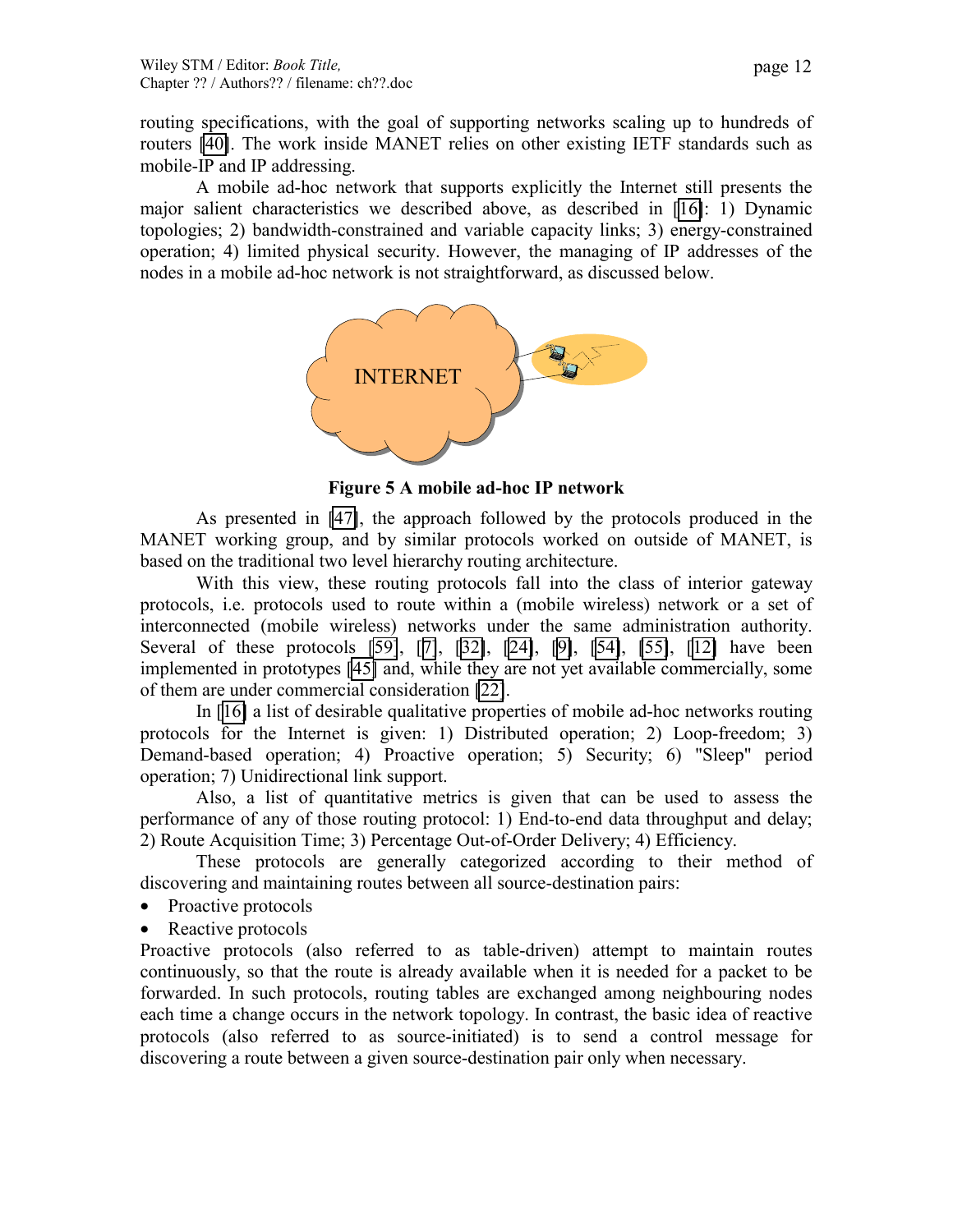routing specifications, with the goal of supporting networks scaling up to hundreds of routers [40]. The work inside MANET relies on other existing IETF standards such as mobile-IP and IP addressing.

A mobile ad-hoc network that supports explicitly the Internet still presents the major salient characteristics we described above, as described in [16]: 1) Dynamic topologies; 2) bandwidth-constrained and variable capacity links; 3) energy-constrained operation; 4) limited physical security. However, the managing of IP addresses of the nodes in a mobile ad-hoc network is not straightforward, as discussed below.

INTERNET

**Figure 5 A mobile ad-hoc IP network**

As presented in [47], the approach followed by the protocols produced in the MANET working group, and by similar protocols worked on outside of MANET, is based on the traditional two level hierarchy routing architecture.

With this view, these routing protocols fall into the class of interior gateway protocols, i.e. protocols used to route within a (mobile wireless) network or a set of interconnected (mobile wireless) networks under the same administration authority. Several of these protocols [59], [7], [32], [24], [9], [54], [55], [12] have been implemented in prototypes [45] and, while they are not yet available commercially, some of them are under commercial consideration [22].

In [16] a list of desirable qualitative properties of mobile ad-hoc networks routing protocols for the Internet is given: 1) Distributed operation; 2) Loop-freedom; 3) Demand-based operation; 4) Proactive operation; 5) Security; 6) "Sleep" period operation; 7) Unidirectional link support.

Also, a list of quantitative metrics is given that can be used to assess the performance of any of those routing protocol: 1) End-to-end data throughput and delay; 2) Route Acquisition Time; 3) Percentage Out-of-Order Delivery; 4) Efficiency.

These protocols are generally categorized according to their method of discovering and maintaining routes between all source-destination pairs:

- Proactive protocols
- Reactive protocols

Proactive protocols (also referred to as table-driven) attempt to maintain routes continuously, so that the route is already available when it is needed for a packet to be forwarded. In such protocols, routing tables are exchanged among neighbouring nodes each time a change occurs in the network topology. In contrast, the basic idea of reactive protocols (also referred to as source-initiated) is to send a control message for discovering a route between a given source-destination pair only when necessary.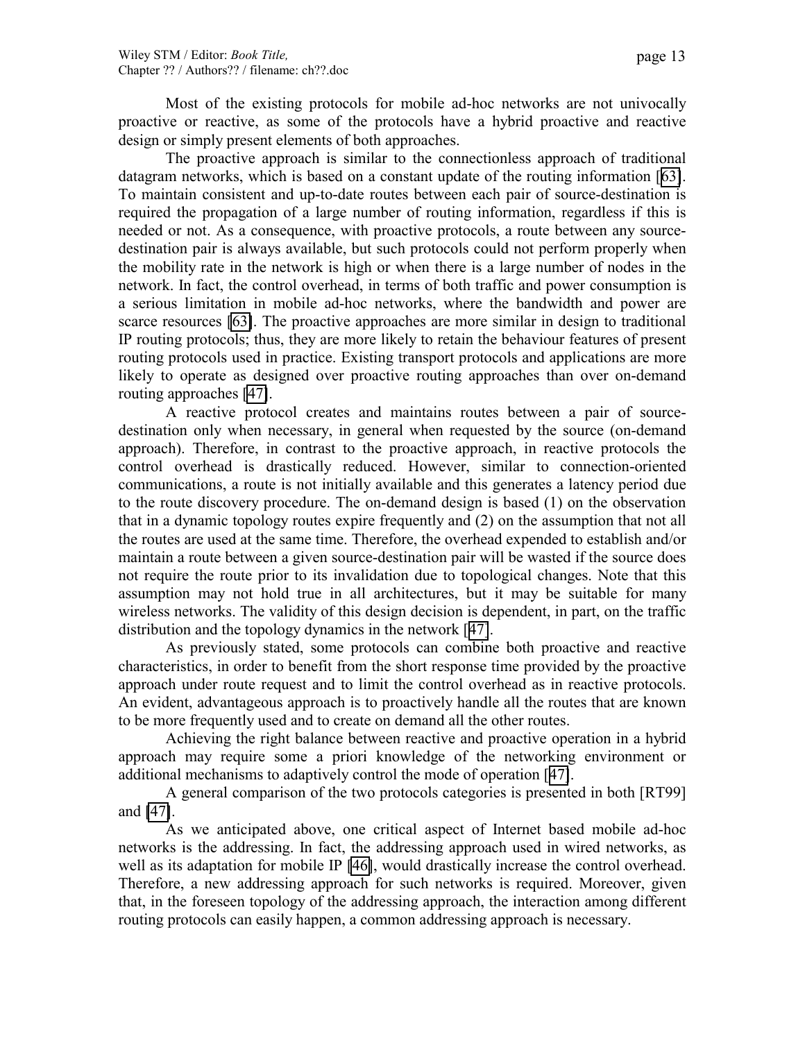Most of the existing protocols for mobile ad-hoc networks are not univocally proactive or reactive, as some of the protocols have a hybrid proactive and reactive design or simply present elements of both approaches.

The proactive approach is similar to the connectionless approach of traditional datagram networks, which is based on a constant update of the routing information [63]. To maintain consistent and up-to-date routes between each pair of source-destination is required the propagation of a large number of routing information, regardless if this is needed or not. As a consequence, with proactive protocols, a route between any source-destination pair is always available, but such protocols could not perform properly when the mobility rate in the network is high or when there is a large number of nodes in the network. In fact, the control overhead, in terms of both traffic and power consumption is a serious limitation in mobile ad-hoc networks, where the bandwidth and power are scarce resources [63]. The proactive approaches are more similar in design to traditional IP routing protocols; thus, they are more likely to retain the behaviour features of present routing protocols used in practice. Existing transport protocols and applications are more likely to operate as designed over proactive routing approaches than over on-demand routing approaches [47].

A reactive protocol creates and maintains routes between a pair of source-destination only when necessary, in general when requested by the source (on-demand approach). Therefore, in contrast to the proactive approach, in reactive protocols the control overhead is drastically reduced. However, similar to connection-oriented communications, a route is not initially available and this generates a latency period due to the route discovery procedure. The on-demand design is based (1) on the observation that in a dynamic topology routes expire frequently and (2) on the assumption that not all the routes are used at the same time. Therefore, the overhead expended to establish and/or maintain a route between a given source-destination pair will be wasted if the source does not require the route prior to its invalidation due to topological changes. Note that this assumption may not hold true in all architectures, but it may be suitable for many wireless networks. The validity of this design decision is dependent, in part, on the traffic distribution and the topology dynamics in the network [47].

As previously stated, some protocols can combine both proactive and reactive characteristics, in order to benefit from the short response time provided by the proactive approach under route request and to limit the control overhead as in reactive protocols. An evident, advantageous approach is to proactively handle all the routes that are known to be more frequently used and to create on demand all the other routes.

Achieving the right balance between reactive and proactive operation in a hybrid approach may require some a priori knowledge of the networking environment or additional mechanisms to adaptively control the mode of operation [47].

A general comparison of the two protocols categories is presented in both [RT99] and [47].

As we anticipated above, one critical aspect of Internet based mobile ad-hoc networks is the addressing. In fact, the addressing approach used in wired networks, as well as its adaptation for mobile IP [46], would drastically increase the control overhead. Therefore, a new addressing approach for such networks is required. Moreover, given that, in the foreseen topology of the addressing approach, the interaction among different routing protocols can easily happen, a common addressing approach is necessary.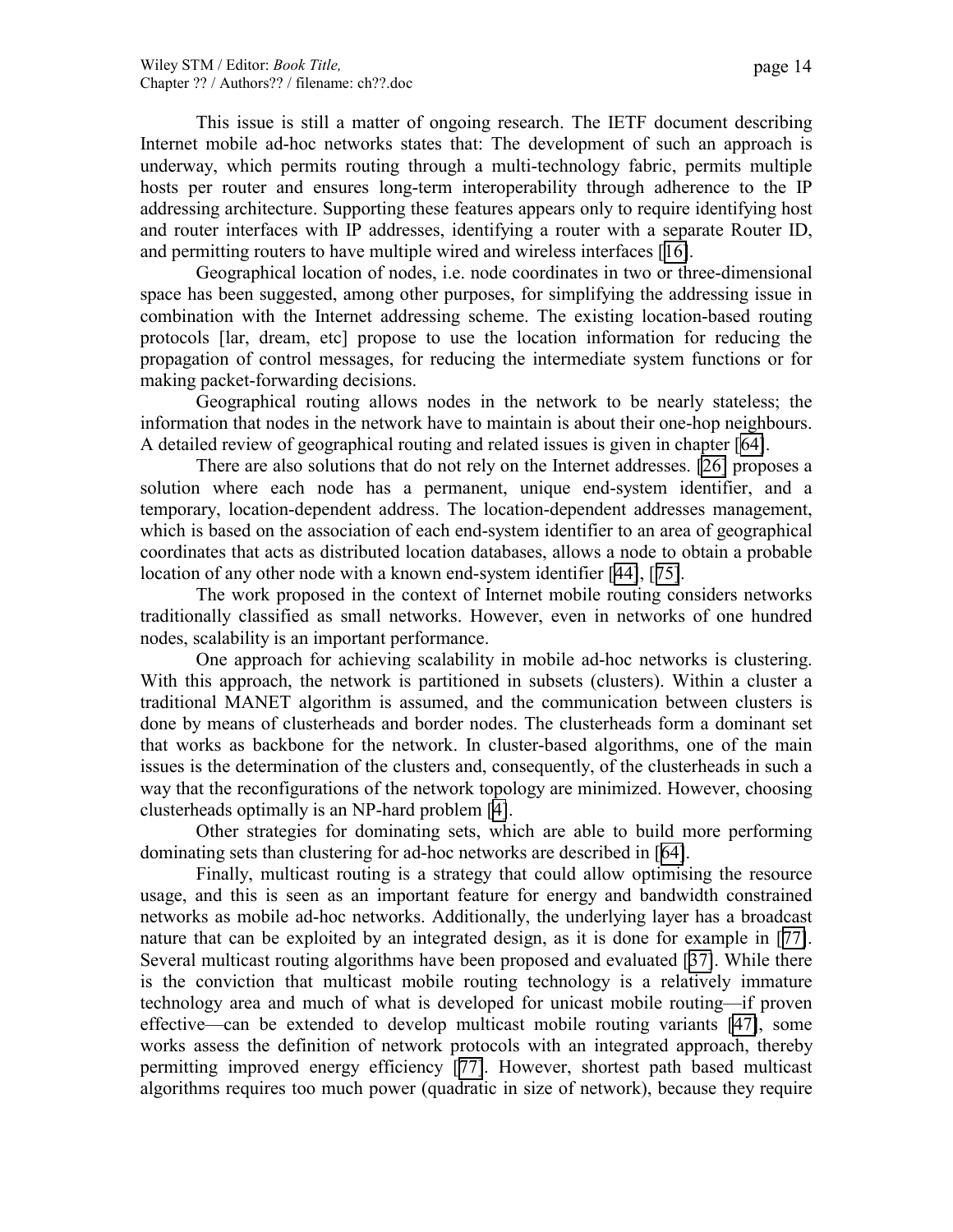This issue is still a matter of ongoing research. The IETF document describing Internet mobile ad-hoc networks states that: The development of such an approach is underway, which permits routing through a multi-technology fabric, permits multiple hosts per router and ensures long-term interoperability through adherence to the IP addressing architecture. Supporting these features appears only to require identifying host and router interfaces with IP addresses, identifying a router with a separate Router ID, and permitting routers to have multiple wired and wireless interfaces [16].

Geographical location of nodes, i.e. node coordinates in two or three-dimensional space has been suggested, among other purposes, for simplifying the addressing issue in combination with the Internet addressing scheme. The existing location-based routing protocols [lar, dream, etc] propose to use the location information for reducing the propagation of control messages, for reducing the intermediate system functions or for making packet-forwarding decisions.

Geographical routing allows nodes in the network to be nearly stateless; the information that nodes in the network have to maintain is about their one-hop neighbours. A detailed review of geographical routing and related issues is given in chapter [64].

There are also solutions that do not rely on the Internet addresses. [26] proposes a solution where each node has a permanent, unique end-system identifier, and a temporary, location-dependent address. The location-dependent addresses management, which is based on the association of each end-system identifier to an area of geographical coordinates that acts as distributed location databases, allows a node to obtain a probable location of any other node with a known end-system identifier [44], [75].

The work proposed in the context of Internet mobile routing considers networks traditionally classified as small networks. However, even in networks of one hundred nodes, scalability is an important performance.

One approach for achieving scalability in mobile ad-hoc networks is clustering. With this approach, the network is partitioned in subsets (clusters). Within a cluster a traditional MANET algorithm is assumed, and the communication between clusters is done by means of clusterheads and border nodes. The clusterheads form a dominant set that works as backbone for the network. In cluster-based algorithms, one of the main issues is the determination of the clusters and, consequently, of the clusterheads in such a way that the reconfigurations of the network topology are minimized. However, choosing clusterheads optimally is an NP-hard problem [4].

Other strategies for dominating sets, which are able to build more performing dominating sets than clustering for ad-hoc networks are described in [64].

Finally, multicast routing is a strategy that could allow optimising the resource usage, and this is seen as an important feature for energy and bandwidth constrained networks as mobile ad-hoc networks. Additionally, the underlying layer has a broadcast nature that can be exploited by an integrated design, as it is done for example in [77]. Several multicast routing algorithms have been proposed and evaluated [37]. While there is the conviction that multicast mobile routing technology is a relatively immature technology area and much of what is developed for unicast mobile routing—if proven effective—can be extended to develop multicast mobile routing variants [47], some works assess the definition of network protocols with an integrated approach, thereby permitting improved energy efficiency [77]. However, shortest path based multicast algorithms requires too much power (quadratic in size of network), because they require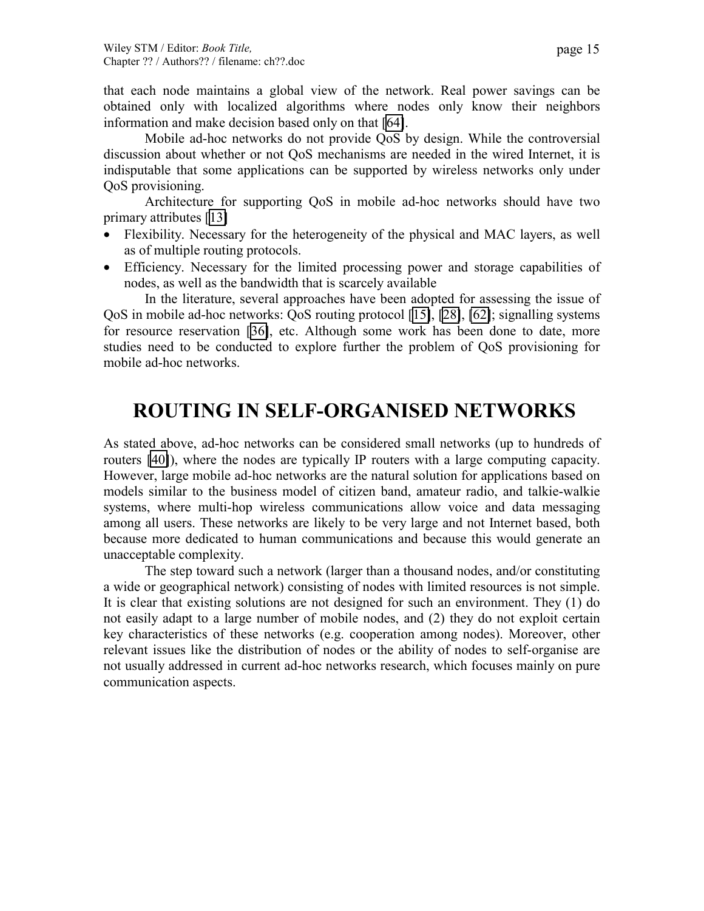that each node maintains a global view of the network. Real power savings can be obtained only with localized algorithms where nodes only know their neighbors information and make decision based only on that [64].

Mobile ad-hoc networks do not provide QoS by design. While the controversial discussion about whether or not QoS mechanisms are needed in the wired Internet, it is indisputable that some applications can be supported by wireless networks only under QoS provisioning.

Architecture for supporting QoS in mobile ad-hoc networks should have two primary attributes [13]

- Flexibility. Necessary for the heterogeneity of the physical and MAC layers, as well as of multiple routing protocols.
- Efficiency. Necessary for the limited processing power and storage capabilities of nodes, as well as the bandwidth that is scarcely available

In the literature, several approaches have been adopted for assessing the issue of QoS in mobile ad-hoc networks: QoS routing protocol [15], [28], [62]; signalling systems for resource reservation [36], etc. Although some work has been done to date, more studies need to be conducted to explore further the problem of QoS provisioning for mobile ad-hoc networks.

# ROUTING IN SELF-ORGANISED NETWORKS

As stated above, ad-hoc networks can be considered small networks (up to hundreds of routers [40]), where the nodes are typically IP routers with a large computing capacity. However, large mobile ad-hoc networks are the natural solution for applications based on models similar to the business model of citizen band, amateur radio, and talkie-walkie systems, where multi-hop wireless communications allow voice and data messaging among all users. These networks are likely to be very large and not Internet based, both because more dedicated to human communications and because this would generate an unacceptable complexity.

The step toward such a network (larger than a thousand nodes, and/or constituting a wide or geographical network) consisting of nodes with limited resources is not simple. It is clear that existing solutions are not designed for such an environment. They (1) do not easily adapt to a large number of mobile nodes, and (2) they do not exploit certain key characteristics of these networks (e.g. cooperation among nodes). Moreover, other relevant issues like the distribution of nodes or the ability of nodes to self-organise are not usually addressed in current ad-hoc networks research, which focuses mainly on pure communication aspects.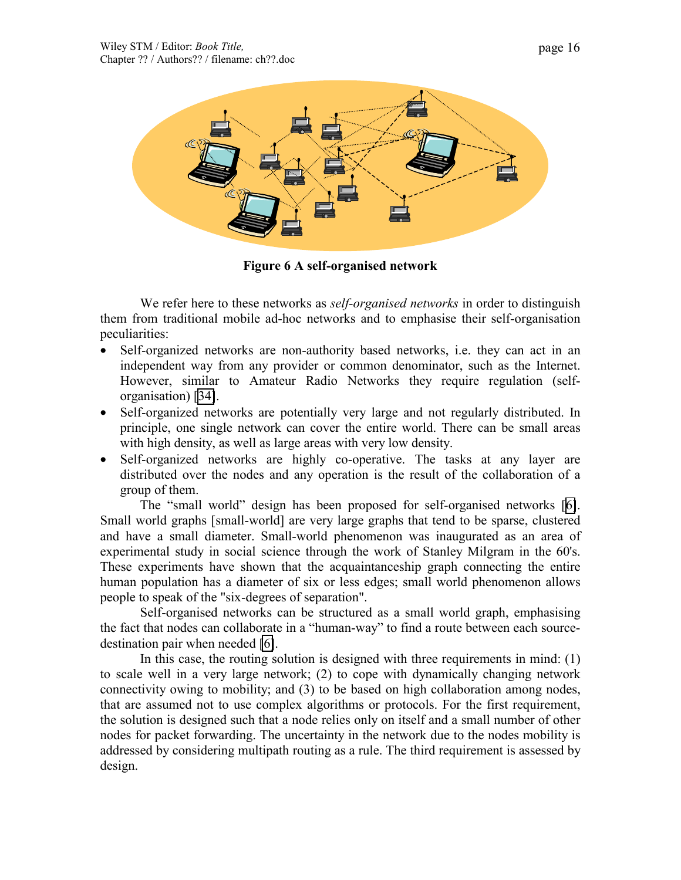**Figure 6 A self-organised network**

We refer here to these networks as *self-organised networks* in order to distinguish them from traditional mobile ad-hoc networks and to emphasise their self-organisation peculiarities:

- Self-organized networks are non-authority based networks, i.e. they can act in an independent way from any provider or common denominator, such as the Internet. However, similar to Amateur Radio Networks they require regulation (self-organisation) [34].
- Self-organized networks are potentially very large and not regularly distributed. In principle, one single network can cover the entire world. There can be small areas with high density, as well as large areas with very low density.
- Self-organized networks are highly co-operative. The tasks at any layer are distributed over the nodes and any operation is the result of the collaboration of a group of them.

The "small world" design has been proposed for self-organised networks [6]. Small world graphs [small-world] are very large graphs that tend to be sparse, clustered and have a small diameter. Small-world phenomenon was inaugurated as an area of experimental study in social science through the work of Stanley Milgram in the 60's. These experiments have shown that the acquaintanceship graph connecting the entire human population has a diameter of six or less edges; small world phenomenon allows people to speak of the "six-degrees of separation".

Self-organised networks can be structured as a small world graph, emphasising the fact that nodes can collaborate in a "human-way" to find a route between each source-destination pair when needed [6].

In this case, the routing solution is designed with three requirements in mind: (1) to scale well in a very large network; (2) to cope with dynamically changing network connectivity owing to mobility; and (3) to be based on high collaboration among nodes, that are assumed not to use complex algorithms or protocols. For the first requirement, the solution is designed such that a node relies only on itself and a small number of other nodes for packet forwarding. The uncertainty in the network due to the nodes mobility is addressed by considering multipath routing as a rule. The third requirement is assessed by design.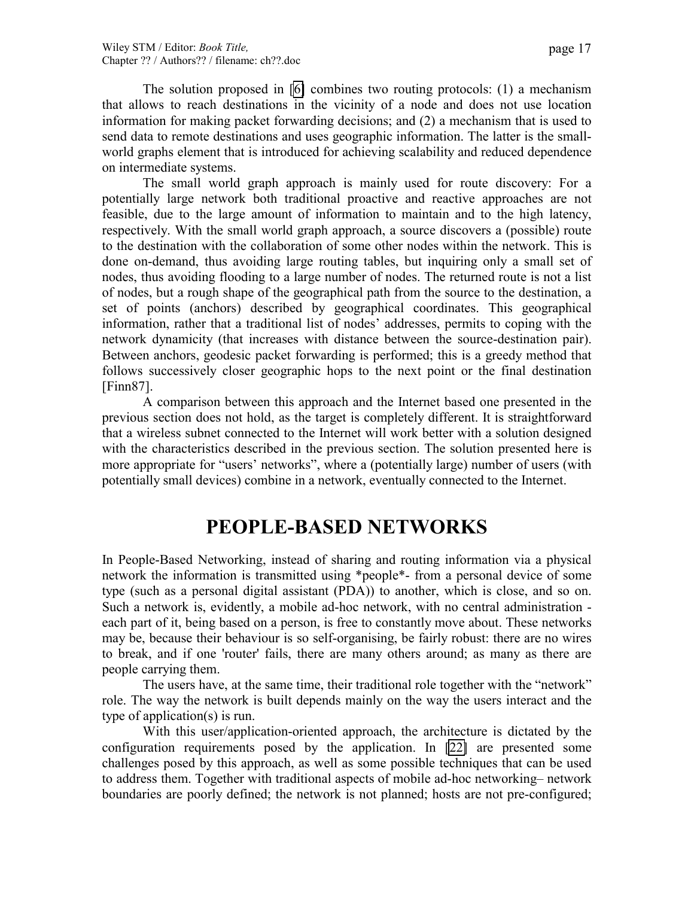The solution proposed in [6] combines two routing protocols: (1) a mechanism that allows to reach destinations in the vicinity of a node and does not use location information for making packet forwarding decisions; and (2) a mechanism that is used to send data to remote destinations and uses geographic information. The latter is the small-world graphs element that is introduced for achieving scalability and reduced dependence on intermediate systems.

The small world graph approach is mainly used for route discovery: For a potentially large network both traditional proactive and reactive approaches are not feasible, due to the large amount of information to maintain and to the high latency, respectively. With the small world graph approach, a source discovers a (possible) route to the destination with the collaboration of some other nodes within the network. This is done on-demand, thus avoiding large routing tables, but inquiring only a small set of nodes, thus avoiding flooding to a large number of nodes. The returned route is not a list of nodes, but a rough shape of the geographical path from the source to the destination, a set of points (anchors) described by geographical coordinates. This geographical information, rather that a traditional list of nodes' addresses, permits to coping with the network dynamicity (that increases with distance between the source-destination pair). Between anchors, geodesic packet forwarding is performed; this is a greedy method that follows successively closer geographic hops to the next point or the final destination [Finn87].

A comparison between this approach and the Internet based one presented in the previous section does not hold, as the target is completely different. It is straightforward that a wireless subnet connected to the Internet will work better with a solution designed with the characteristics described in the previous section. The solution presented here is more appropriate for "users' networks", where a (potentially large) number of users (with potentially small devices) combine in a network, eventually connected to the Internet.

# PEOPLE-BASED NETWORKS

In People-Based Networking, instead of sharing and routing information via a physical network the information is transmitted using *people*- from a personal device of some type (such as a personal digital assistant (PDA)) to another, which is close, and so on. Such a network is, evidently, a mobile ad-hoc network, with no central administration - each part of it, being based on a person, is free to constantly move about. These networks may be, because their behaviour is so self-organising, be fairly robust: there are no wires to break, and if one 'router' fails, there are many others around; as many as there are people carrying them.

The users have, at the same time, their traditional role together with the "network" role. The way the network is built depends mainly on the way the users interact and the type of application(s) is run.

With this user/application-oriented approach, the architecture is dictated by the configuration requirements posed by the application. In [22] are presented some challenges posed by this approach, as well as some possible techniques that can be used to address them. Together with traditional aspects of mobile ad-hoc networking– network boundaries are poorly defined; the network is not planned; hosts are not pre-configured;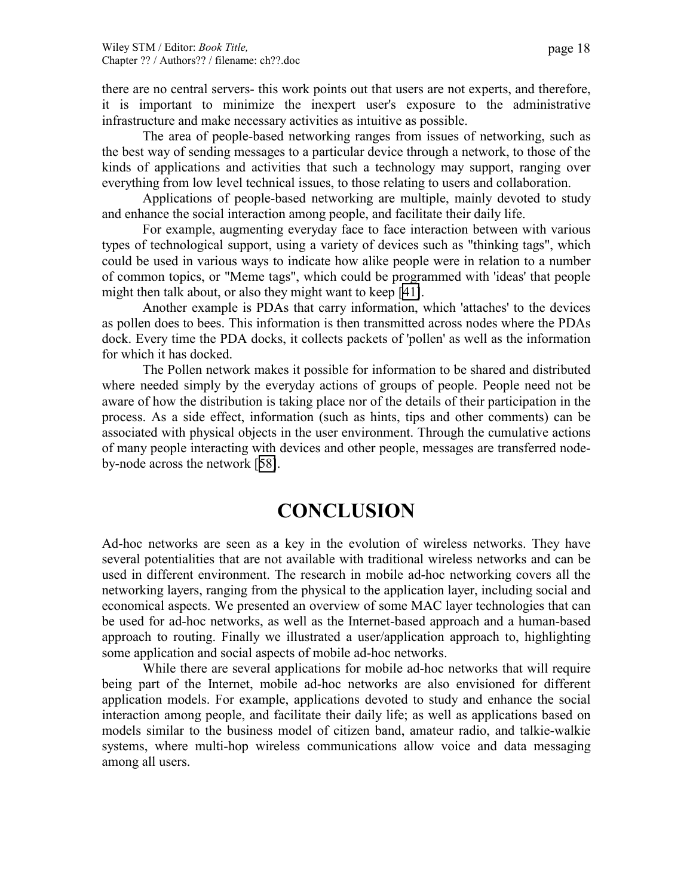there are no central servers- this work points out that users are not experts, and therefore, it is important to minimize the inexpert user's exposure to the administrative infrastructure and make necessary activities as intuitive as possible.

The area of people-based networking ranges from issues of networking, such as the best way of sending messages to a particular device through a network, to those of the kinds of applications and activities that such a technology may support, ranging over everything from low level technical issues, to those relating to users and collaboration.

Applications of people-based networking are multiple, mainly devoted to study and enhance the social interaction among people, and facilitate their daily life.

For example, augmenting everyday face to face interaction between with various types of technological support, using a variety of devices such as "thinking tags", which could be used in various ways to indicate how alike people were in relation to a number of common topics, or "Meme tags", which could be programmed with 'ideas' that people might then talk about, or also they might want to keep [41].

Another example is PDAs that carry information, which 'attaches' to the devices as pollen does to bees. This information is then transmitted across nodes where the PDAs dock. Every time the PDA docks, it collects packets of 'pollen' as well as the information for which it has docked.

The Pollen network makes it possible for information to be shared and distributed where needed simply by the everyday actions of groups of people. People need not be aware of how the distribution is taking place nor of the details of their participation in the process. As a side effect, information (such as hints, tips and other comments) can be associated with physical objects in the user environment. Through the cumulative actions of many people interacting with devices and other people, messages are transferred node-by-node across the network [58].

# CONCLUSION

Ad-hoc networks are seen as a key in the evolution of wireless networks. They have several potentialities that are not available with traditional wireless networks and can be used in different environment. The research in mobile ad-hoc networking covers all the networking layers, ranging from the physical to the application layer, including social and economical aspects. We presented an overview of some MAC layer technologies that can be used for ad-hoc networks, as well as the Internet-based approach and a human-based approach to routing. Finally we illustrated a user/application approach to, highlighting some application and social aspects of mobile ad-hoc networks.

While there are several applications for mobile ad-hoc networks that will require being part of the Internet, mobile ad-hoc networks are also envisioned for different application models. For example, applications devoted to study and enhance the social interaction among people, and facilitate their daily life; as well as applications based on models similar to the business model of citizen band, amateur radio, and talkie-walkie systems, where multi-hop wireless communications allow voice and data messaging among all users.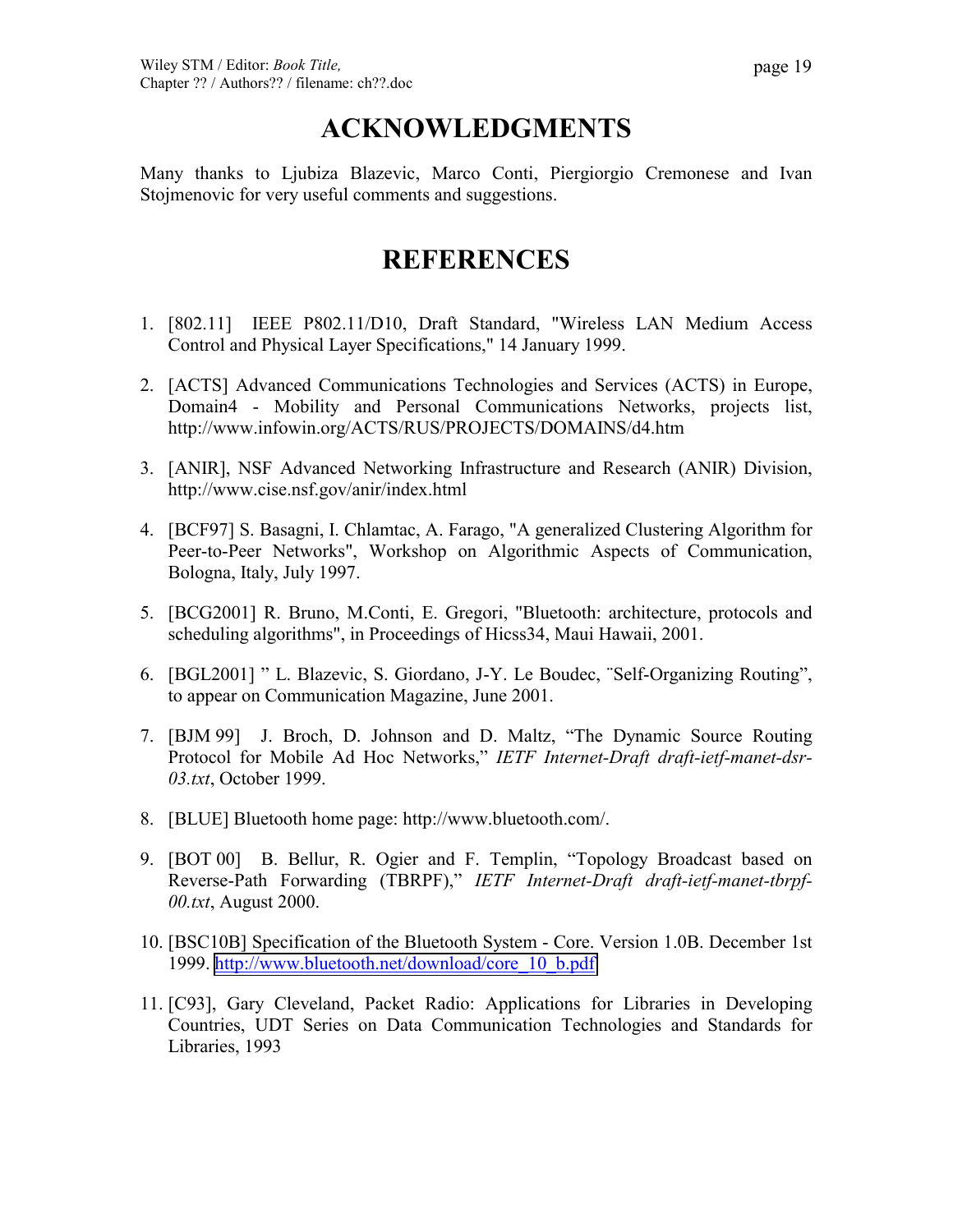# ACKNOWLEDGMENTS

Many thanks to Ljubiza Blazevic, Marco Conti, Piergiorgio Cremonese and Ivan Stojmenovic for very useful comments and suggestions.

# REFERENCES

1. [802.11] IEEE P802.11/D10, Draft Standard, "Wireless LAN Medium Access Control and Physical Layer Specifications," 14 January 1999.

2. [ACTS] Advanced Communications Technologies and Services (ACTS) in Europe, Domain4 - Mobility and Personal Communications Networks, projects list, http://www.infowin.org/ACTS/RUS/PROJECTS/DOMAINS/d4.htm

3. [ANIR], NSF Advanced Networking Infrastructure and Research (ANIR) Division, http://www.cise.nsf.gov/anir/index.html

4. [BCF97] S. Basagni, I. Chlamtac, A. Farago, "A generalized Clustering Algorithm for Peer-to-Peer Networks", Workshop on Algorithmic Aspects of Communication, Bologna, Italy, July 1997.

5. [BCG2001] R. Bruno, M.Conti, E. Gregori, "Bluetooth: architecture, protocols and scheduling algorithms", in Proceedings of Hicss34, Maui Hawaii, 2001.

6. [BGL2001] " L. Blazevic, S. Giordano, J-Y. Le Boudec, ¨Self-Organizing Routing", to appear on Communication Magazine, June 2001.

7. [BJM 99] J. Broch, D. Johnson and D. Maltz, "The Dynamic Source Routing Protocol for Mobile Ad Hoc Networks," *IETF Internet-Draft draft-ietf-manet-dsr-03.txt*, October 1999.

8. [BLUE] Bluetooth home page: http://www.bluetooth.com/.

9. [BOT 00] B. Bellur, R. Ogier and F. Templin, "Topology Broadcast based on Reverse-Path Forwarding (TBRPF)," *IETF Internet-Draft draft-ietf-manet-tbrpf-00.txt*, August 2000.

10. [BSC10B] Specification of the Bluetooth System - Core. Version 1.0B. December 1st 1999. http://www.bluetooth.net/download/core_10_b.pdf

11. [C93], Gary Cleveland, Packet Radio: Applications for Libraries in Developing Countries, UDT Series on Data Communication Technologies and Standards for Libraries, 1993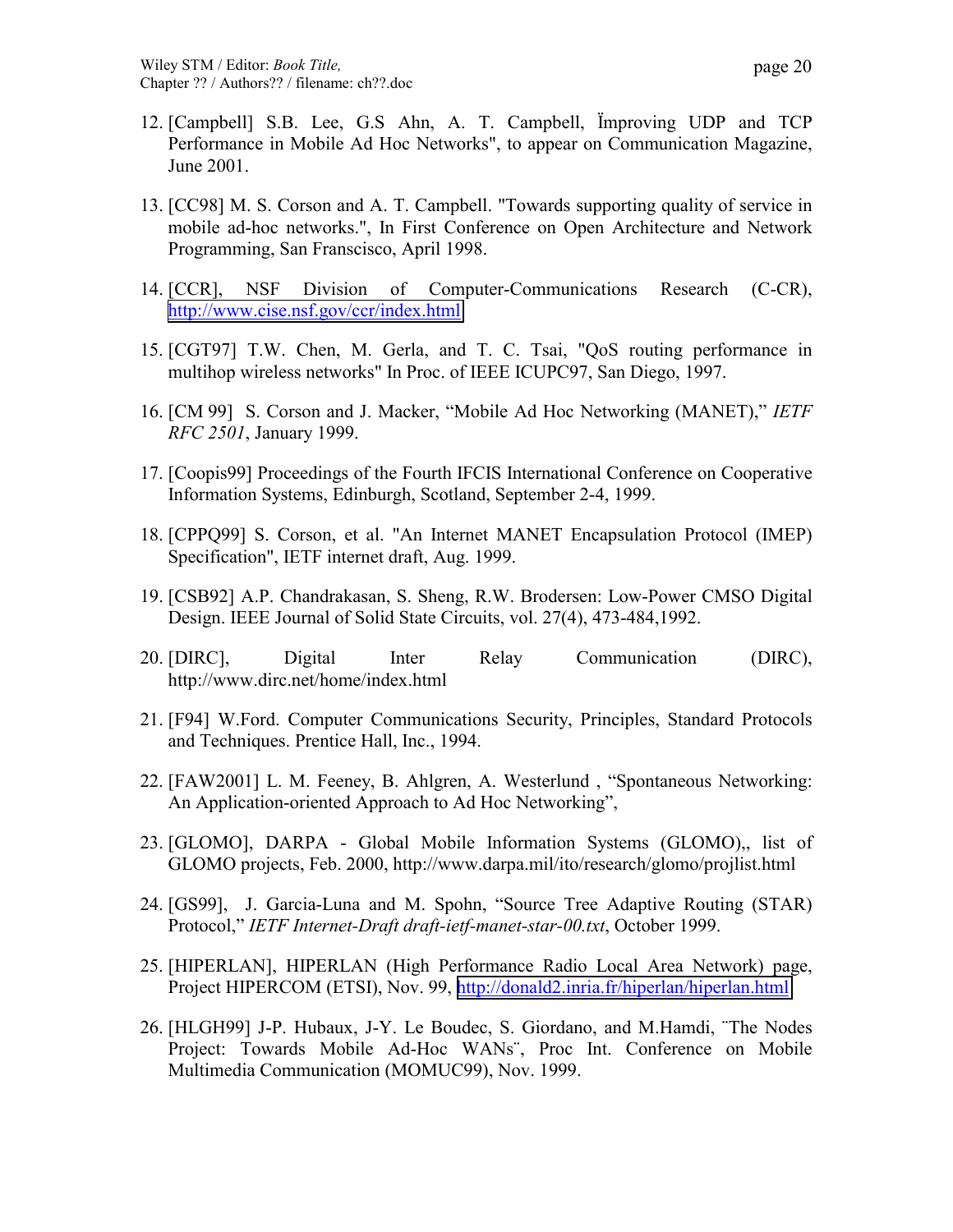12. [Campbell] S.B. Lee, G.S Ahn, A. T. Campbell, Ïmproving UDP and TCP Performance in Mobile Ad Hoc Networks", to appear on Communication Magazine, June 2001.

13. [CC98] M. S. Corson and A. T. Campbell. "Towards supporting quality of service in mobile ad-hoc networks.", In First Conference on Open Architecture and Network Programming, San Franscisco, April 1998.

14. [CCR], NSF Division of Computer-Communications Research (C-CR), http://www.cise.nsf.gov/ccr/index.html

15. [CGT97] T.W. Chen, M. Gerla, and T. C. Tsai, "QoS routing performance in multihop wireless networks" In Proc. of IEEE ICUPC97, San Diego, 1997.

16. [CM 99] S. Corson and J. Macker, "Mobile Ad Hoc Networking (MANET)," *IETF RFC 2501*, January 1999.

17. [Coopis99] Proceedings of the Fourth IFCIS International Conference on Cooperative Information Systems, Edinburgh, Scotland, September 2-4, 1999.

18. [CPPQ99] S. Corson, et al. "An Internet MANET Encapsulation Protocol (IMEP) Specification", IETF internet draft, Aug. 1999.

19. [CSB92] A.P. Chandrakasan, S. Sheng, R.W. Brodersen: Low-Power CMSO Digital Design. IEEE Journal of Solid State Circuits, vol. 27(4), 473-484,1992.

20. [DIRC], Digital Inter Relay Communication (DIRC), http://www.dirc.net/home/index.html

21. [F94] W.Ford. Computer Communications Security, Principles, Standard Protocols and Techniques. Prentice Hall, Inc., 1994.

22. [FAW2001] L. M. Feeney, B. Ahlgren, A. Westerlund , "Spontaneous Networking: An Application-oriented Approach to Ad Hoc Networking",

23. [GLOMO], DARPA - Global Mobile Information Systems (GLOMO),, list of GLOMO projects, Feb. 2000, http://www.darpa.mil/ito/research/glomo/projlist.html

24. [GS99], J. Garcia-Luna and M. Spohn, "Source Tree Adaptive Routing (STAR) Protocol," *IETF Internet-Draft draft-ietf-manet-star-00.txt*, October 1999.

25. [HIPERLAN], HIPERLAN (High Performance Radio Local Area Network) page, Project HIPERCOM (ETSI), Nov. 99, http://donald2.inria.fr/hiperlan/hiperlan.html

26. [HLGH99] J-P. Hubaux, J-Y. Le Boudec, S. Giordano, and M.Hamdi, ¨The Nodes Project: Towards Mobile Ad-Hoc WANs¨, Proc Int. Conference on Mobile Multimedia Communication (MOMUC99), Nov. 1999.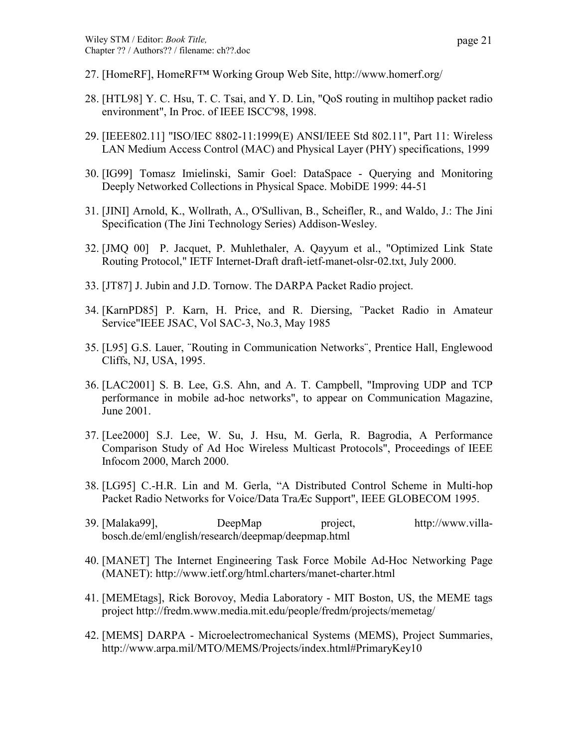27. [HomeRF], HomeRF™ Working Group Web Site, http://www.homerf.org/

28. [HTL98] Y. C. Hsu, T. C. Tsai, and Y. D. Lin, "QoS routing in multihop packet radio environment", In Proc. of IEEE ISCC'98, 1998.

29. [IEEE802.11] "ISO/IEC 8802-11:1999(E) ANSI/IEEE Std 802.11", Part 11: Wireless LAN Medium Access Control (MAC) and Physical Layer (PHY) specifications, 1999

30. [IG99] Tomasz Imielinski, Samir Goel: DataSpace - Querying and Monitoring Deeply Networked Collections in Physical Space. MobiDE 1999: 44-51

31. [JINI] Arnold, K., Wollrath, A., O'Sullivan, B., Scheifler, R., and Waldo, J.: The Jini Specification (The Jini Technology Series) Addison-Wesley.

32. [JMQ 00] P. Jacquet, P. Muhlethaler, A. Qayyum et al., "Optimized Link State Routing Protocol," IETF Internet-Draft draft-ietf-manet-olsr-02.txt, July 2000.

33. [JT87] J. Jubin and J.D. Tornow. The DARPA Packet Radio project.

34. [KarnPD85] P. Karn, H. Price, and R. Diersing, ¨Packet Radio in Amateur Service"IEEE JSAC, Vol SAC-3, No.3, May 1985

35. [L95] G.S. Lauer, ¨Routing in Communication Networks¨, Prentice Hall, Englewood Cliffs, NJ, USA, 1995.

36. [LAC2001] S. B. Lee, G.S. Ahn, and A. T. Campbell, "Improving UDP and TCP performance in mobile ad-hoc networks", to appear on Communication Magazine, June 2001.

37. [Lee2000] S.J. Lee, W. Su, J. Hsu, M. Gerla, R. Bagrodia, A Performance Comparison Study of Ad Hoc Wireless Multicast Protocols", Proceedings of IEEE Infocom 2000, March 2000.

38. [LG95] C.-H.R. Lin and M. Gerla, "A Distributed Control Scheme in Multi-hop Packet Radio Networks for Voice/Data TraÆc Support", IEEE GLOBECOM 1995.

39. [Malaka99], DeepMap project, http://www.villa-bosch.de/eml/english/research/deepmap/deepmap.html

40. [MANET] The Internet Engineering Task Force Mobile Ad-Hoc Networking Page (MANET): http://www.ietf.org/html.charters/manet-charter.html

41. [MEMEtags], Rick Borovoy, Media Laboratory - MIT Boston, US, the MEME tags project http://fredm.www.media.mit.edu/people/fredm/projects/memetag/

42. [MEMS] DARPA - Microelectromechanical Systems (MEMS), Project Summaries, http://www.arpa.mil/MTO/MEMS/Projects/index.html#PrimaryKey10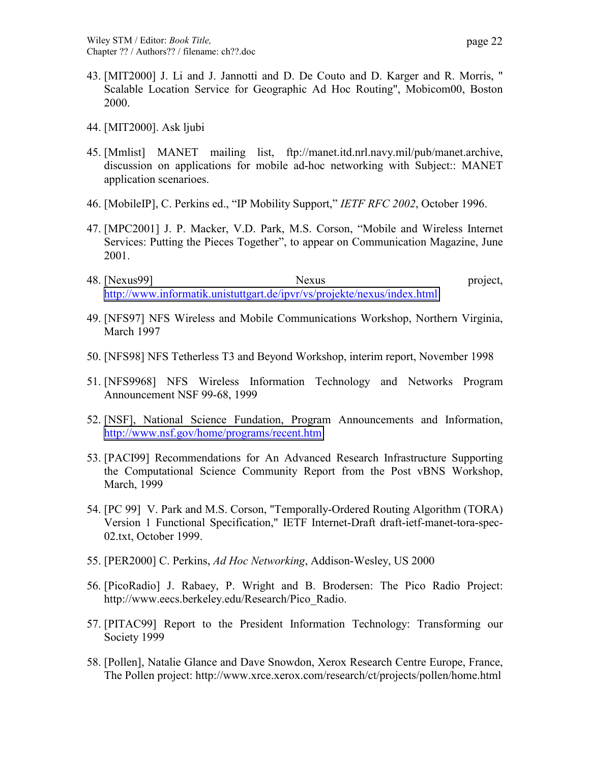43. [MIT2000] J. Li and J. Jannotti and D. De Couto and D. Karger and R. Morris, " Scalable Location Service for Geographic Ad Hoc Routing", Mobicom00, Boston 2000.

44. [MIT2000]. Ask ljubi

45. [Mmlist] MANET mailing list, ftp://manet.itd.nrl.navy.mil/pub/manet.archive, discussion on applications for mobile ad-hoc networking with Subject:: MANET application scenarioes.

46. [MobileIP], C. Perkins ed., "IP Mobility Support," *IETF RFC 2002*, October 1996.

47. [MPC2001] J. P. Macker, V.D. Park, M.S. Corson, "Mobile and Wireless Internet Services: Putting the Pieces Together", to appear on Communication Magazine, June 2001.

48. [Nexus99] Nexus project, http://www.informatik.unistuttgart.de/ipvr/vs/projekte/nexus/index.html

49. [NFS97] NFS Wireless and Mobile Communications Workshop, Northern Virginia, March 1997

50. [NFS98] NFS Tetherless T3 and Beyond Workshop, interim report, November 1998

51. [NFS9968] NFS Wireless Information Technology and Networks Program Announcement NSF 99-68, 1999

52. [NSF], National Science Fundation, Program Announcements and Information, http://www.nsf.gov/home/programs/recent.htm

53. [PACI99] Recommendations for An Advanced Research Infrastructure Supporting the Computational Science Community Report from the Post vBNS Workshop, March, 1999

54. [PC 99] V. Park and M.S. Corson, "Temporally-Ordered Routing Algorithm (TORA) Version 1 Functional Specification," IETF Internet-Draft draft-ietf-manet-tora-spec-02.txt, October 1999.

55. [PER2000] C. Perkins, *Ad Hoc Networking*, Addison-Wesley, US 2000

56. [PicoRadio] J. Rabaey, P. Wright and B. Brodersen: The Pico Radio Project: http://www.eecs.berkeley.edu/Research/Pico_Radio.

57. [PITAC99] Report to the President Information Technology: Transforming our Society 1999

58. [Pollen], Natalie Glance and Dave Snowdon, Xerox Research Centre Europe, France, The Pollen project: http://www.xrce.xerox.com/research/ct/projects/pollen/home.html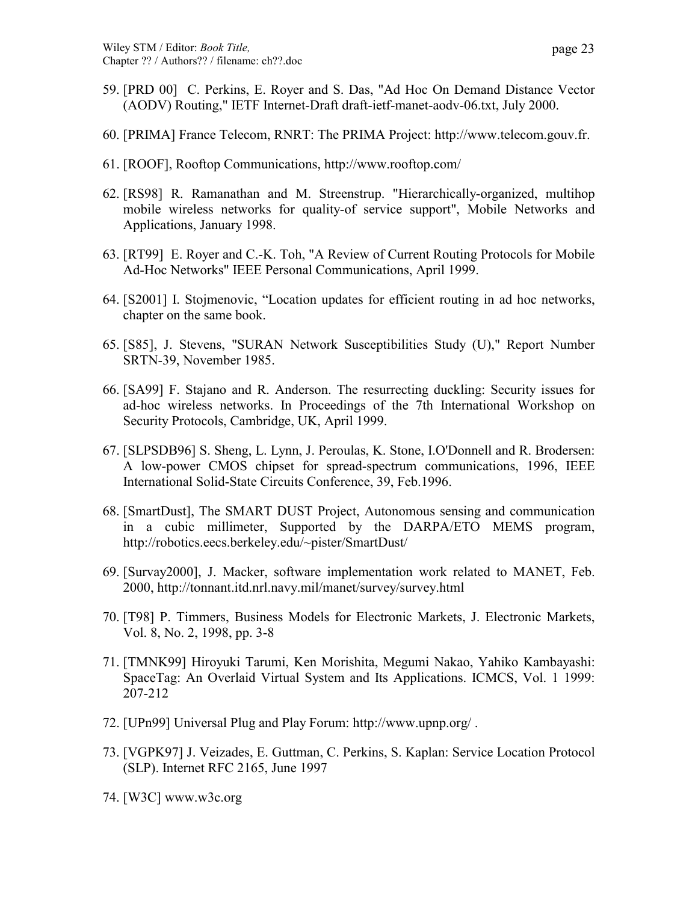59. [PRD 00] C. Perkins, E. Royer and S. Das, "Ad Hoc On Demand Distance Vector (AODV) Routing," IETF Internet-Draft draft-ietf-manet-aodv-06.txt, July 2000.

60. [PRIMA] France Telecom, RNRT: The PRIMA Project: http://www.telecom.gouv.fr.

61. [ROOF], Rooftop Communications, http://www.rooftop.com/

62. [RS98] R. Ramanathan and M. Streenstrup. "Hierarchically-organized, multihop mobile wireless networks for quality-of service support", Mobile Networks and Applications, January 1998.

63. [RT99] E. Royer and C.-K. Toh, "A Review of Current Routing Protocols for Mobile Ad-Hoc Networks" IEEE Personal Communications, April 1999.

64. [S2001] I. Stojmenovic, "Location updates for efficient routing in ad hoc networks, chapter on the same book.

65. [S85], J. Stevens, "SURAN Network Susceptibilities Study (U)," Report Number SRTN-39, November 1985.

66. [SA99] F. Stajano and R. Anderson. The resurrecting duckling: Security issues for ad-hoc wireless networks. In Proceedings of the 7th International Workshop on Security Protocols, Cambridge, UK, April 1999.

67. [SLPSDB96] S. Sheng, L. Lynn, J. Peroulas, K. Stone, I.O'Donnell and R. Brodersen: A low-power CMOS chipset for spread-spectrum communications, 1996, IEEE International Solid-State Circuits Conference, 39, Feb.1996.

68. [SmartDust], The SMART DUST Project, Autonomous sensing and communication in a cubic millimeter, Supported by the DARPA/ETO MEMS program, http://robotics.eecs.berkeley.edu/~pister/SmartDust/

69. [Survay2000], J. Macker, software implementation work related to MANET, Feb. 2000, http://tonnant.itd.nrl.navy.mil/manet/survey/survey.html

70. [T98] P. Timmers, Business Models for Electronic Markets, J. Electronic Markets, Vol. 8, No. 2, 1998, pp. 3-8

71. [TMNK99] Hiroyuki Tarumi, Ken Morishita, Megumi Nakao, Yahiko Kambayashi: SpaceTag: An Overlaid Virtual System and Its Applications. ICMCS, Vol. 1 1999: 207-212

72. [UPn99] Universal Plug and Play Forum: http://www.upnp.org/ .

73. [VGPK97] J. Veizades, E. Guttman, C. Perkins, S. Kaplan: Service Location Protocol (SLP). Internet RFC 2165, June 1997

74. [W3C] www.w3c.org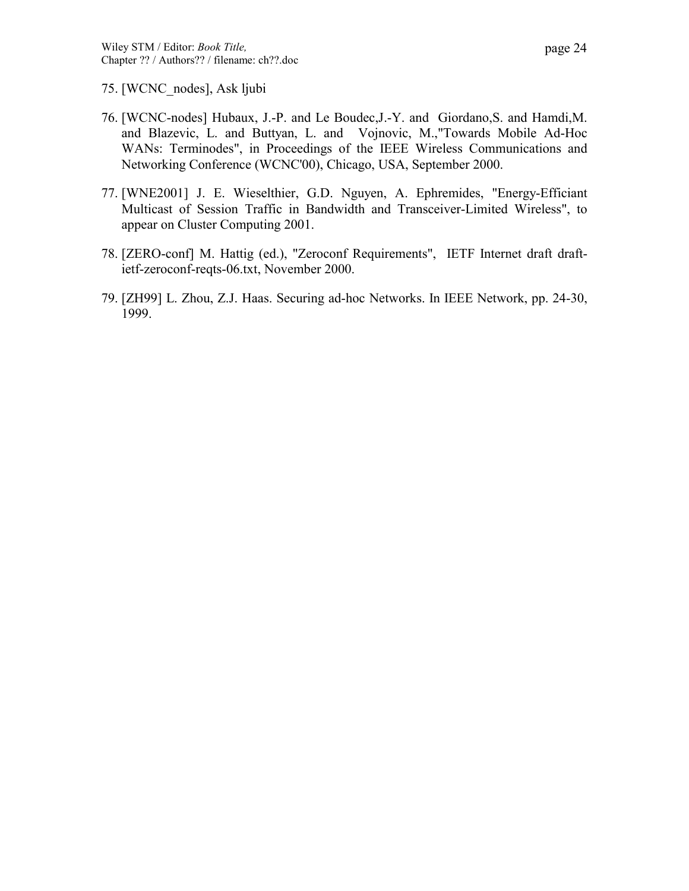75. [WCNC_nodes], Ask ljubi

76. [WCNC-nodes] Hubaux, J.-P. and Le Boudec,J.-Y. and Giordano,S. and Hamdi,M. and Blazevic, L. and Buttyan, L. and Vojnovic, M.,"Towards Mobile Ad-Hoc WANs: Terminodes", in Proceedings of the IEEE Wireless Communications and Networking Conference (WCNC'00), Chicago, USA, September 2000.

77. [WNE2001] J. E. Wieselthier, G.D. Nguyen, A. Ephremides, "Energy-Efficiant Multicast of Session Traffic in Bandwidth and Transceiver-Limited Wireless", to appear on Cluster Computing 2001.

78. [ZERO-conf] M. Hattig (ed.), "Zeroconf Requirements", IETF Internet draft draft-ietf-zeroconf-reqts-06.txt, November 2000.

79. [ZH99] L. Zhou, Z.J. Haas. Securing ad-hoc Networks. In IEEE Network, pp. 24-30, 1999.